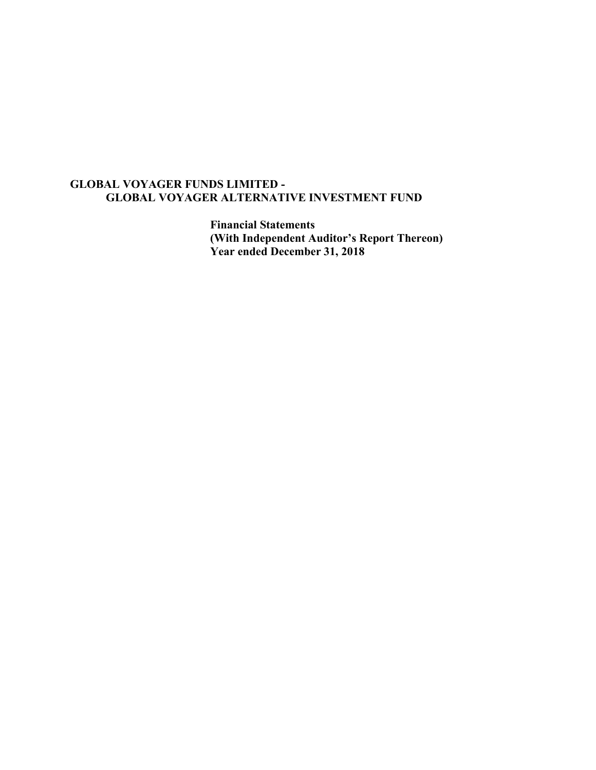# GLOBAL VOYAGER FUNDS LIMITED -
## GLOBAL VOYAGER ALTERNATIVE INVESTMENT FUND

**Financial Statements**
**(With Independent Auditor's Report Thereon)**
**Year ended December 31, 2018**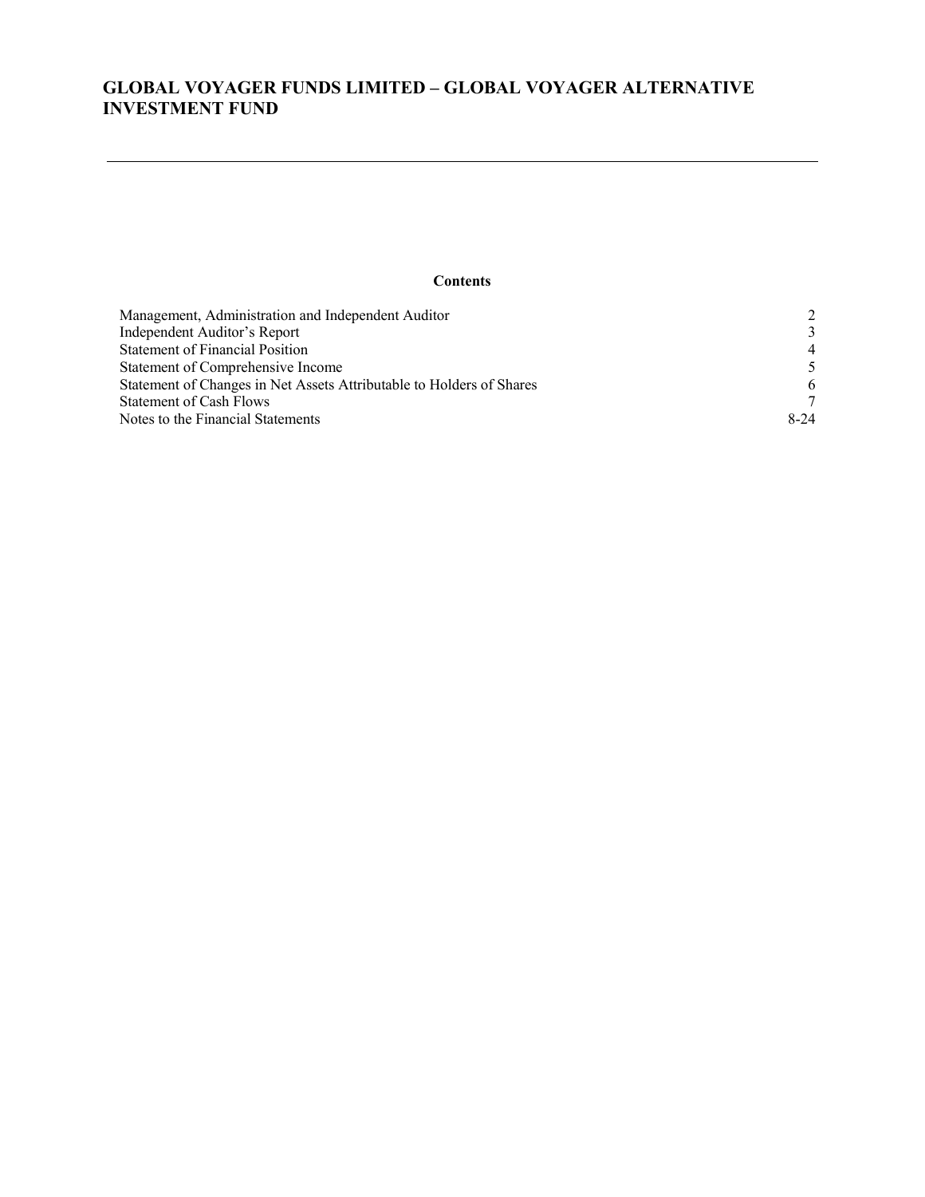# GLOBAL VOYAGER FUNDS LIMITED – GLOBAL VOYAGER ALTERNATIVE INVESTMENT FUND

---

**Contents**

| | |
|---|---|
| Management, Administration and Independent Auditor | 2 |
| Independent Auditor's Report | 3 |
| Statement of Financial Position | 4 |
| Statement of Comprehensive Income | 5 |
| Statement of Changes in Net Assets Attributable to Holders of Shares | 6 |
| Statement of Cash Flows | 7 |
| Notes to the Financial Statements | 8-24 |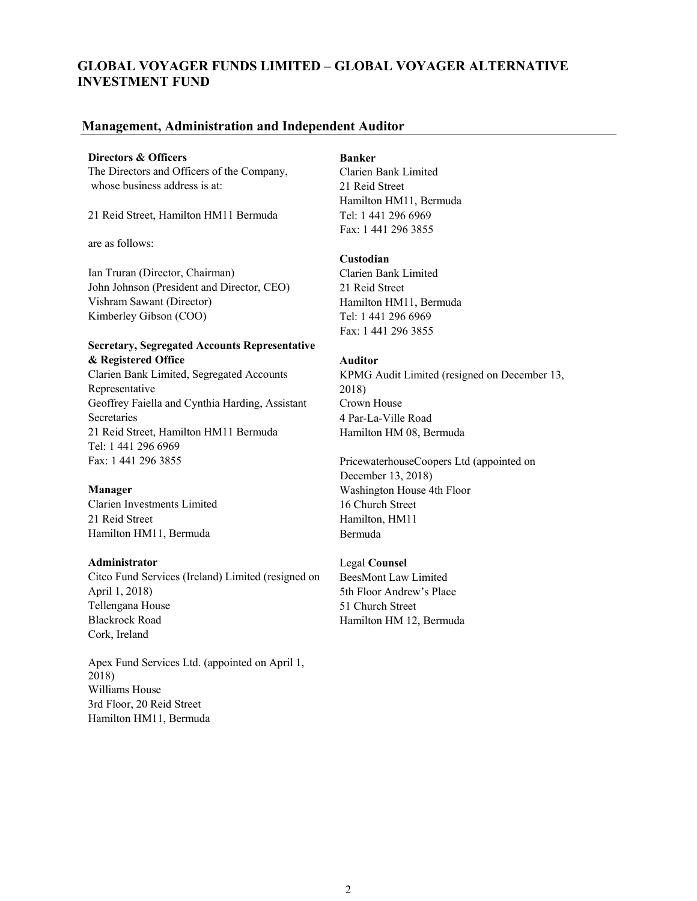# GLOBAL VOYAGER FUNDS LIMITED – GLOBAL VOYAGER ALTERNATIVE INVESTMENT FUND

## Management, Administration and Independent Auditor

**Directors & Officers**
The Directors and Officers of the Company, whose business address is at:

21 Reid Street, Hamilton HM11 Bermuda

are as follows:

Ian Truran (Director, Chairman)
John Johnson (President and Director, CEO)
Vishram Sawant (Director)
Kimberley Gibson (COO)

**Secretary, Segregated Accounts Representative & Registered Office**
Clarien Bank Limited, Segregated Accounts Representative
Geoffrey Faiella and Cynthia Harding, Assistant Secretaries
21 Reid Street, Hamilton HM11 Bermuda
Tel: 1 441 296 6969
Fax: 1 441 296 3855

**Manager**
Clarien Investments Limited
21 Reid Street
Hamilton HM11, Bermuda

**Administrator**
Citco Fund Services (Ireland) Limited (resigned on April 1, 2018)
Tellengana House
Blackrock Road
Cork, Ireland

Apex Fund Services Ltd. (appointed on April 1, 2018)
Williams House
3rd Floor, 20 Reid Street
Hamilton HM11, Bermuda

**Banker**
Clarien Bank Limited
21 Reid Street
Hamilton HM11, Bermuda
Tel: 1 441 296 6969
Fax: 1 441 296 3855

**Custodian**
Clarien Bank Limited
21 Reid Street
Hamilton HM11, Bermuda
Tel: 1 441 296 6969
Fax: 1 441 296 3855

**Auditor**
KPMG Audit Limited (resigned on December 13, 2018)
Crown House
4 Par-La-Ville Road
Hamilton HM 08, Bermuda

PricewaterhouseCoopers Ltd (appointed on December 13, 2018)
Washington House 4th Floor
16 Church Street
Hamilton, HM11
Bermuda

Legal **Counsel**
BeesMont Law Limited
5th Floor Andrew's Place
51 Church Street
Hamilton HM 12, Bermuda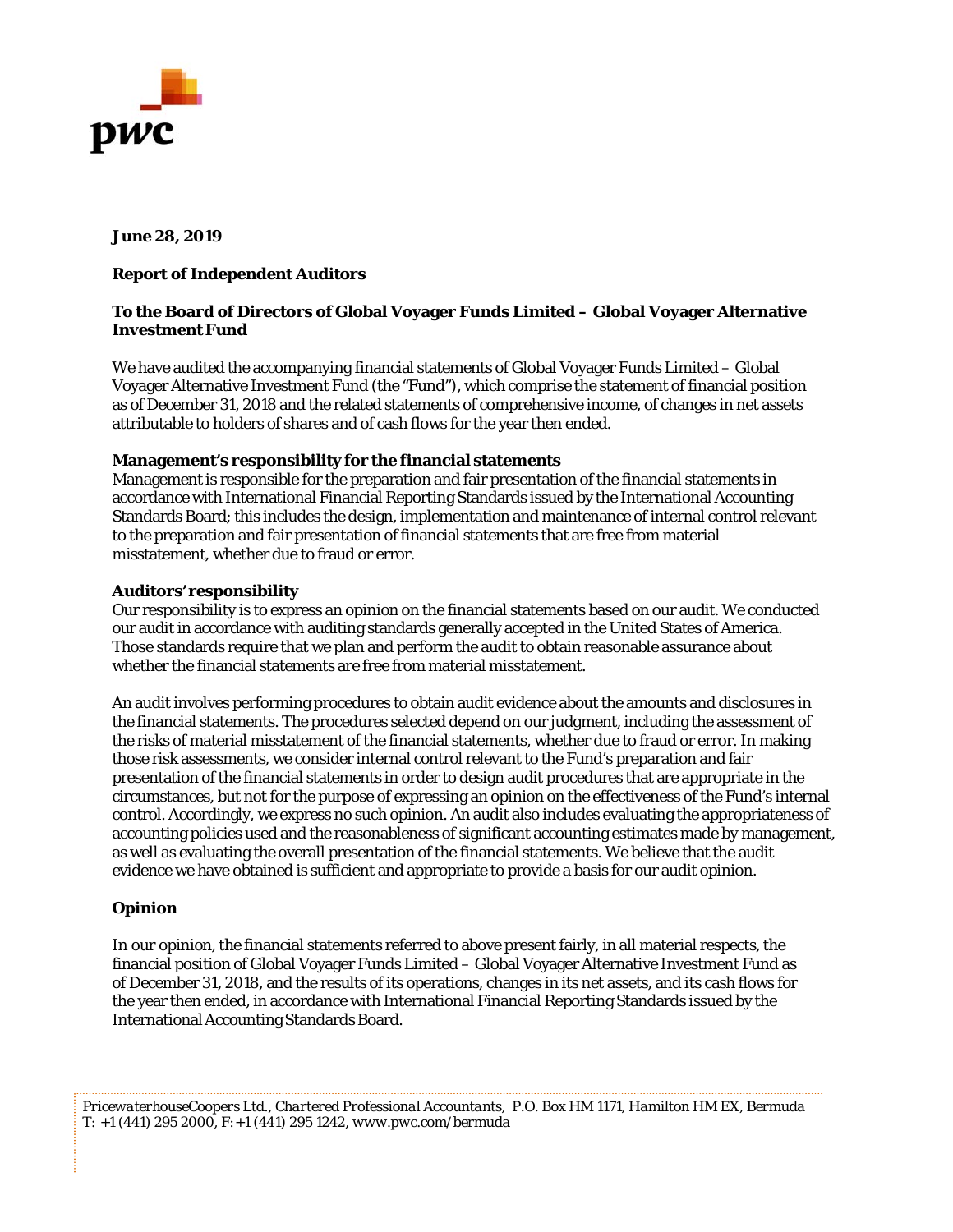**June 28, 2019**

**Report of Independent Auditors**

**To the Board of Directors of Global Voyager Funds Limited – Global Voyager Alternative Investment Fund**

We have audited the accompanying financial statements of Global Voyager Funds Limited – Global Voyager Alternative Investment Fund (the "Fund"), which comprise the statement of financial position as of December 31, 2018 and the related statements of comprehensive income, of changes in net assets attributable to holders of shares and of cash flows for the year then ended.

**Management's responsibility for the financial statements**

Management is responsible for the preparation and fair presentation of the financial statements in accordance with International Financial Reporting Standards issued by the International Accounting Standards Board; this includes the design, implementation and maintenance of internal control relevant to the preparation and fair presentation of financial statements that are free from material misstatement, whether due to fraud or error.

**Auditors' responsibility**

Our responsibility is to express an opinion on the financial statements based on our audit. We conducted our audit in accordance with auditing standards generally accepted in the United States of America. Those standards require that we plan and perform the audit to obtain reasonable assurance about whether the financial statements are free from material misstatement.

An audit involves performing procedures to obtain audit evidence about the amounts and disclosures in the financial statements. The procedures selected depend on our judgment, including the assessment of the risks of material misstatement of the financial statements, whether due to fraud or error. In making those risk assessments, we consider internal control relevant to the Fund's preparation and fair presentation of the financial statements in order to design audit procedures that are appropriate in the circumstances, but not for the purpose of expressing an opinion on the effectiveness of the Fund's internal control. Accordingly, we express no such opinion. An audit also includes evaluating the appropriateness of accounting policies used and the reasonableness of significant accounting estimates made by management, as well as evaluating the overall presentation of the financial statements. We believe that the audit evidence we have obtained is sufficient and appropriate to provide a basis for our audit opinion.

**Opinion**

In our opinion, the financial statements referred to above present fairly, in all material respects, the financial position of Global Voyager Funds Limited – Global Voyager Alternative Investment Fund as of December 31, 2018, and the results of its operations, changes in its net assets, and its cash flows for the year then ended, in accordance with International Financial Reporting Standards issued by the International Accounting Standards Board.

*PricewaterhouseCoopers Ltd., Chartered Professional Accountants, P.O. Box HM 1171, Hamilton HM EX, Bermuda*
*T: +1 (441) 295 2000, F: +1 (441) 295 1242, www.pwc.com/bermuda*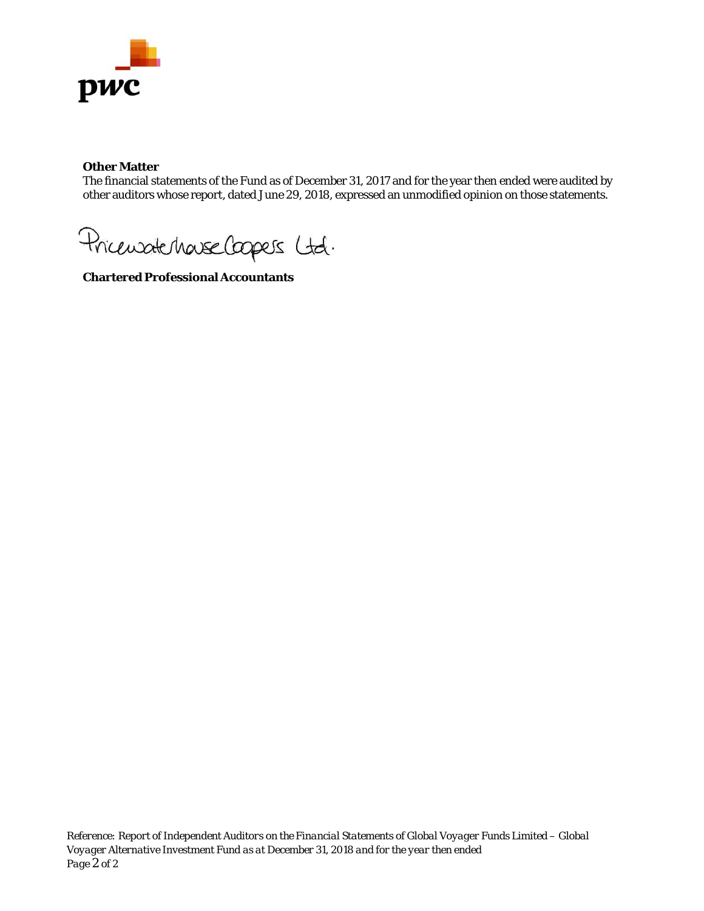**Other Matter**

The financial statements of the Fund as of December 31, 2017 and for the year then ended were audited by other auditors whose report, dated June 29, 2018, expressed an unmodified opinion on those statements.

PricewaterhouseCoopers Ltd.

**Chartered Professional Accountants**

*Reference: Report of Independent Auditors on the Financial Statements of Global Voyager Funds Limited – Global Voyager Alternative Investment Fund as at December 31, 2018 and for the year then ended*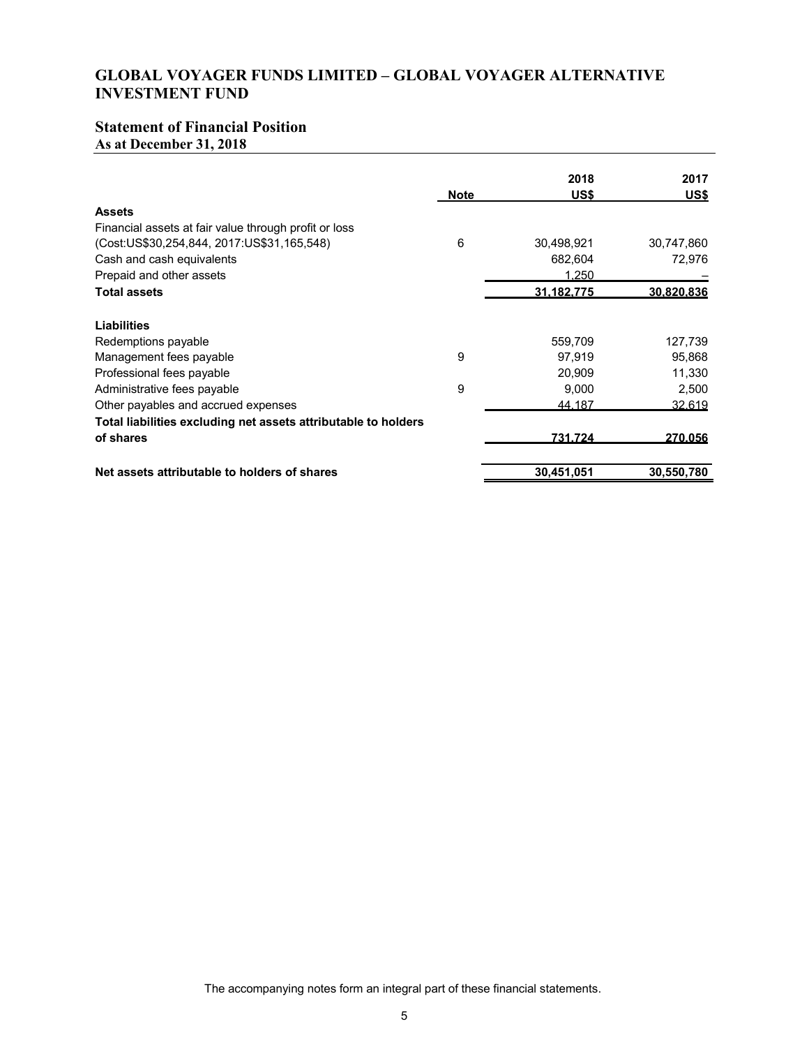# GLOBAL VOYAGER FUNDS LIMITED – GLOBAL VOYAGER ALTERNATIVE INVESTMENT FUND

## Statement of Financial Position
### As at December 31, 2018

| | Note | 2018 US$ | 2017 US$ |
|---|---|---|---|
| **Assets** | | | |
| Financial assets at fair value through profit or loss (Cost:US$30,254,844, 2017:US$31,165,548) | 6 | 30,498,921 | 30,747,860 |
| Cash and cash equivalents | | 682,604 | 72,976 |
| Prepaid and other assets | | 1,250 | – |
| **Total assets** | | **31,182,775** | **30,820,836** |
| **Liabilities** | | | |
| Redemptions payable | | 559,709 | 127,739 |
| Management fees payable | 9 | 97,919 | 95,868 |
| Professional fees payable | | 20,909 | 11,330 |
| Administrative fees payable | 9 | 9,000 | 2,500 |
| Other payables and accrued expenses | | 44,187 | 32,619 |
| **Total liabilities excluding net assets attributable to holders of shares** | | **731,724** | **270,056** |
| **Net assets attributable to holders of shares** | | **30,451,051** | **30,550,780** |

The accompanying notes form an integral part of these financial statements.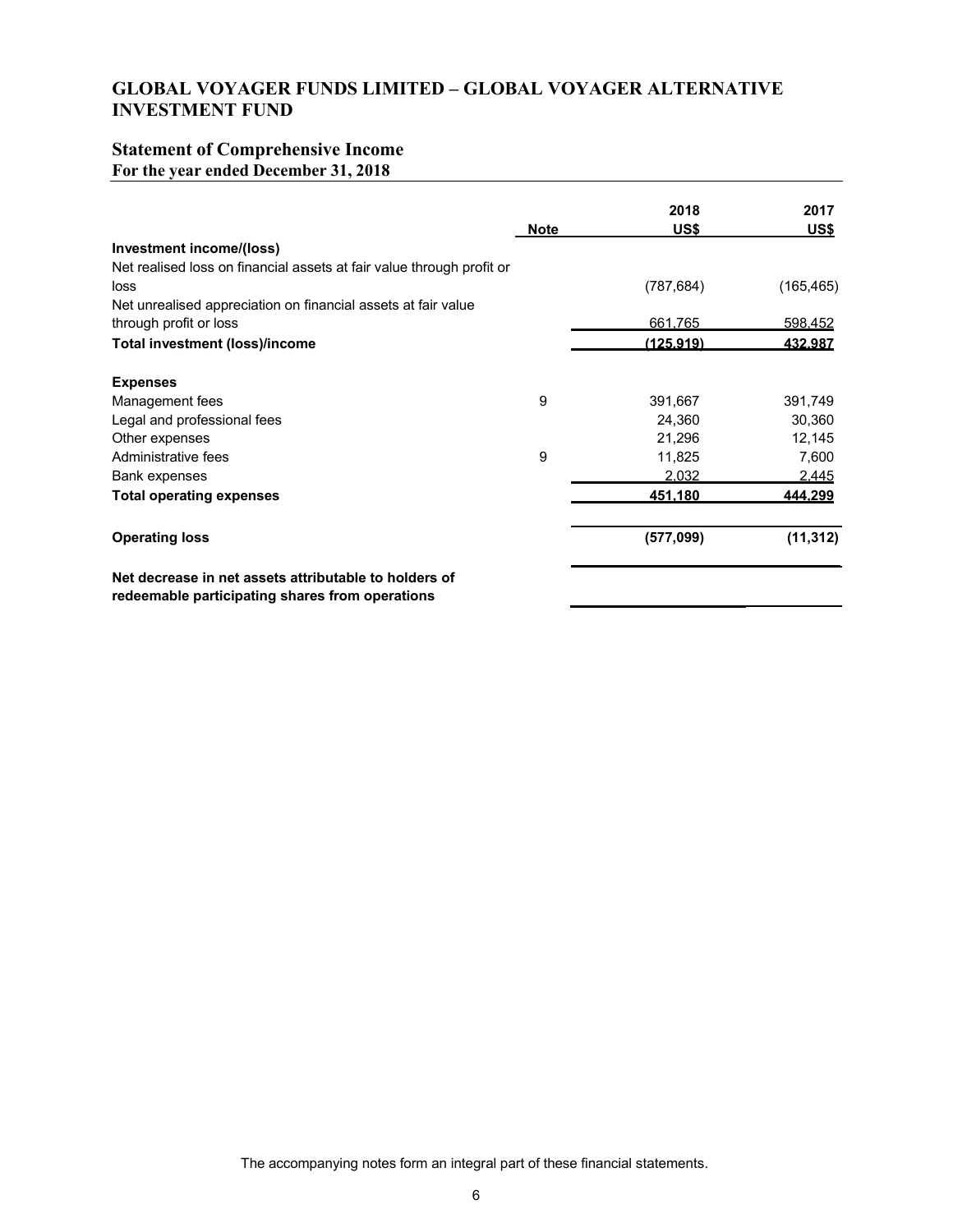# GLOBAL VOYAGER FUNDS LIMITED – GLOBAL VOYAGER ALTERNATIVE INVESTMENT FUND

## Statement of Comprehensive Income

**For the year ended December 31, 2018**

| | Note | 2018 US$ | 2017 US$ |
|---|---|---|---|
| **Investment income/(loss)** | | | |
| Net realised loss on financial assets at fair value through profit or loss | | (787,684) | (165,465) |
| Net unrealised appreciation on financial assets at fair value through profit or loss | | 661,765 | 598,452 |
| **Total investment (loss)/income** | | **(125,919)** | **432,987** |
| | | | |
| **Expenses** | | | |
| Management fees | 9 | 391,667 | 391,749 |
| Legal and professional fees | | 24,360 | 30,360 |
| Other expenses | | 21,296 | 12,145 |
| Administrative fees | 9 | 11,825 | 7,600 |
| Bank expenses | | 2,032 | 2,445 |
| **Total operating expenses** | | **451,180** | **444,299** |
| | | | |
| **Operating loss** | | **(577,099)** | **(11,312)** |
| | | | |
| **Net decrease in net assets attributable to holders of redeemable participating shares from operations** | | | |

The accompanying notes form an integral part of these financial statements.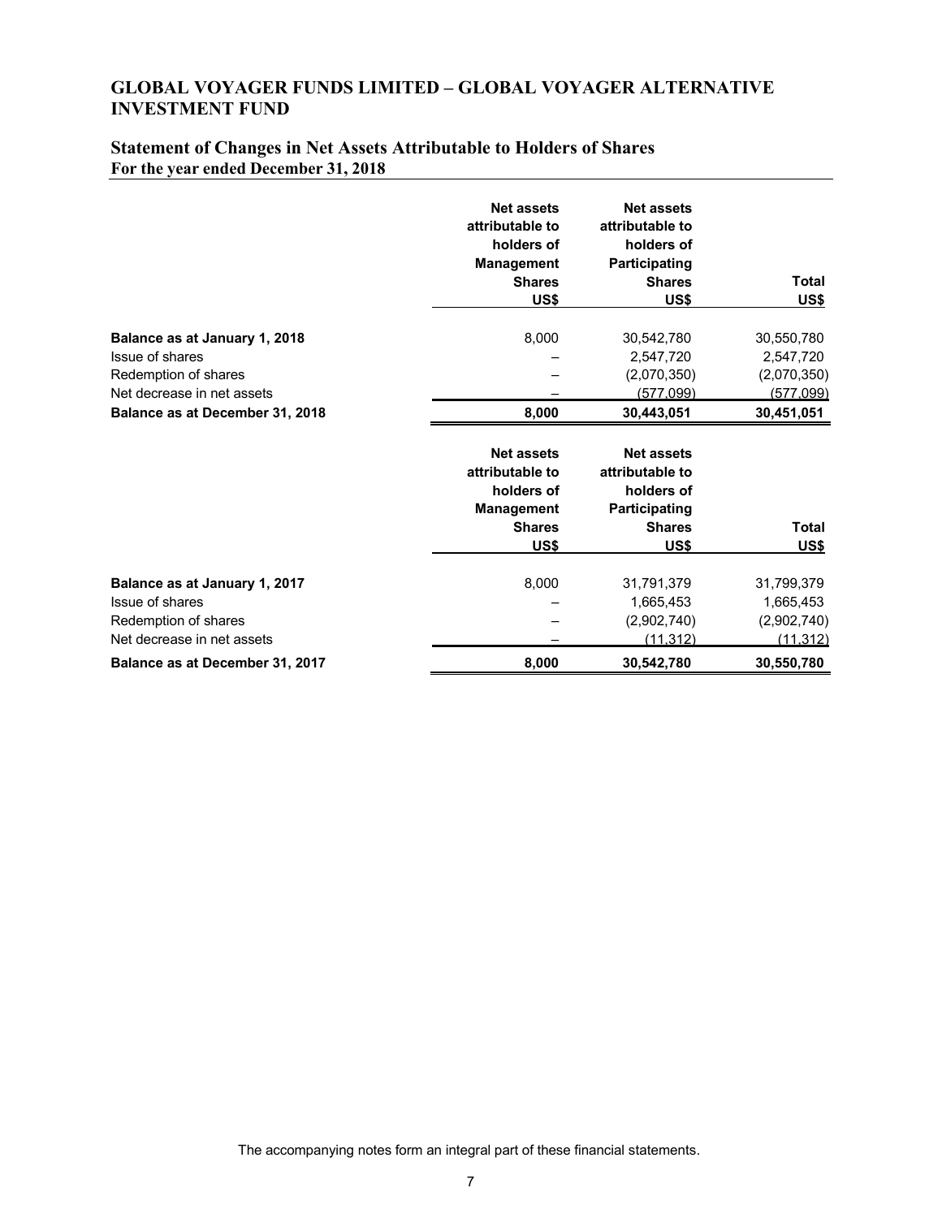# GLOBAL VOYAGER FUNDS LIMITED – GLOBAL VOYAGER ALTERNATIVE INVESTMENT FUND

## Statement of Changes in Net Assets Attributable to Holders of Shares
**For the year ended December 31, 2018**

| | Net assets attributable to holders of Management Shares US$ | Net assets attributable to holders of Participating Shares US$ | Total US$ |
|---|---|---|---|
| **Balance as at January 1, 2018** | 8,000 | 30,542,780 | 30,550,780 |
| Issue of shares | – | 2,547,720 | 2,547,720 |
| Redemption of shares | – | (2,070,350) | (2,070,350) |
| Net decrease in net assets | – | (577,099) | (577,099) |
| **Balance as at December 31, 2018** | **8,000** | **30,443,051** | **30,451,051** |

| | Net assets attributable to holders of Management Shares US$ | Net assets attributable to holders of Participating Shares US$ | Total US$ |
|---|---|---|---|
| **Balance as at January 1, 2017** | 8,000 | 31,791,379 | 31,799,379 |
| Issue of shares | – | 1,665,453 | 1,665,453 |
| Redemption of shares | – | (2,902,740) | (2,902,740) |
| Net decrease in net assets | – | (11,312) | (11,312) |
| **Balance as at December 31, 2017** | **8,000** | **30,542,780** | **30,550,780** |

The accompanying notes form an integral part of these financial statements.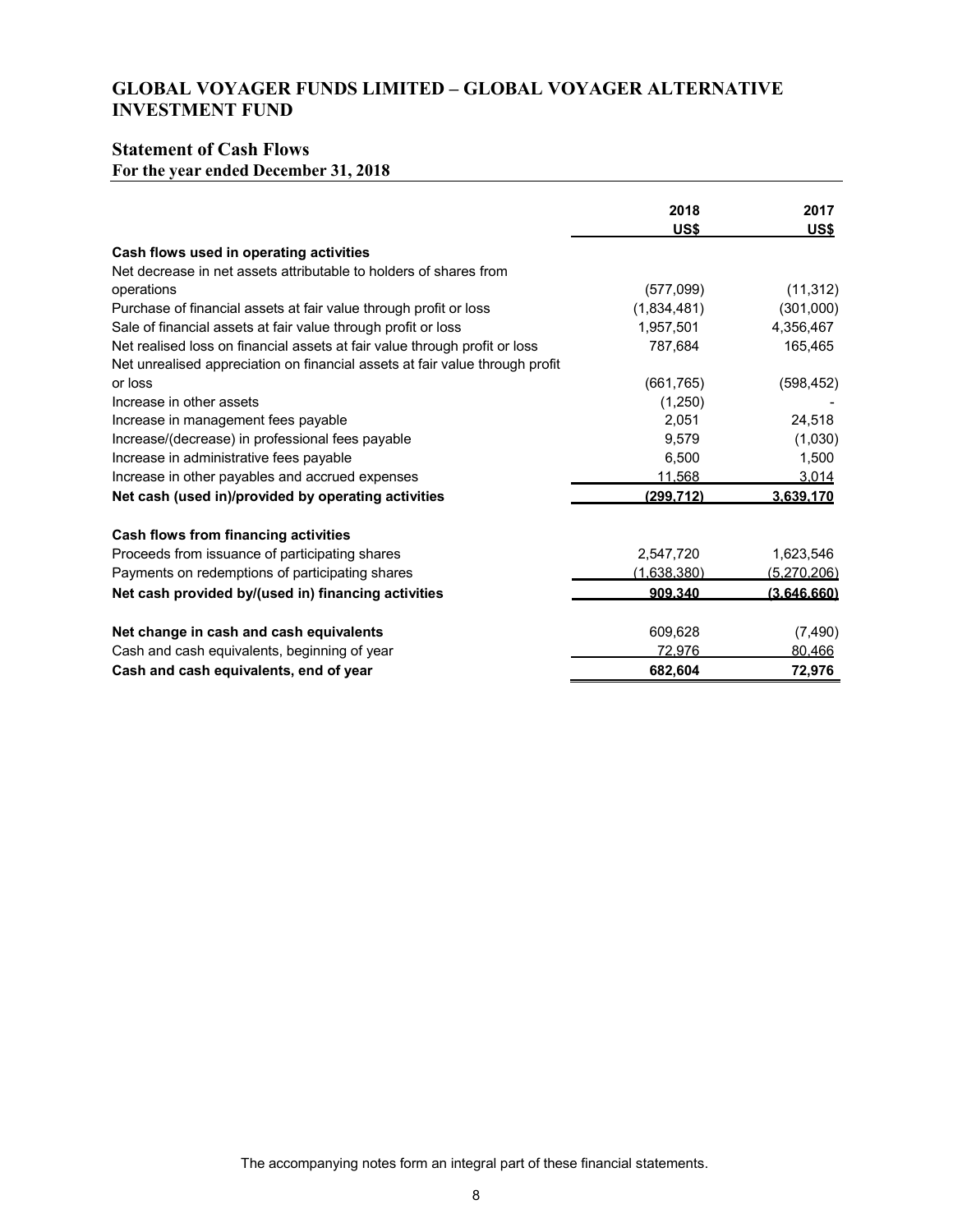# GLOBAL VOYAGER FUNDS LIMITED – GLOBAL VOYAGER ALTERNATIVE INVESTMENT FUND

## Statement of Cash Flows

**For the year ended December 31, 2018**

| | 2018 US$ | 2017 US$ |
|---|---|---|
| **Cash flows used in operating activities** | | |
| Net decrease in net assets attributable to holders of shares from operations | (577,099) | (11,312) |
| Purchase of financial assets at fair value through profit or loss | (1,834,481) | (301,000) |
| Sale of financial assets at fair value through profit or loss | 1,957,501 | 4,356,467 |
| Net realised loss on financial assets at fair value through profit or loss | 787,684 | 165,465 |
| Net unrealised appreciation on financial assets at fair value through profit or loss | (661,765) | (598,452) |
| Increase in other assets | (1,250) | - |
| Increase in management fees payable | 2,051 | 24,518 |
| Increase/(decrease) in professional fees payable | 9,579 | (1,030) |
| Increase in administrative fees payable | 6,500 | 1,500 |
| Increase in other payables and accrued expenses | 11,568 | 3,014 |
| **Net cash (used in)/provided by operating activities** | **(299,712)** | **3,639,170** |
| | | |
| **Cash flows from financing activities** | | |
| Proceeds from issuance of participating shares | 2,547,720 | 1,623,546 |
| Payments on redemptions of participating shares | (1,638,380) | (5,270,206) |
| **Net cash provided by/(used in) financing activities** | **909,340** | **(3,646,660)** |
| | | |
| **Net change in cash and cash equivalents** | 609,628 | (7,490) |
| Cash and cash equivalents, beginning of year | 72,976 | 80,466 |
| **Cash and cash equivalents, end of year** | **682,604** | **72,976** |

The accompanying notes form an integral part of these financial statements.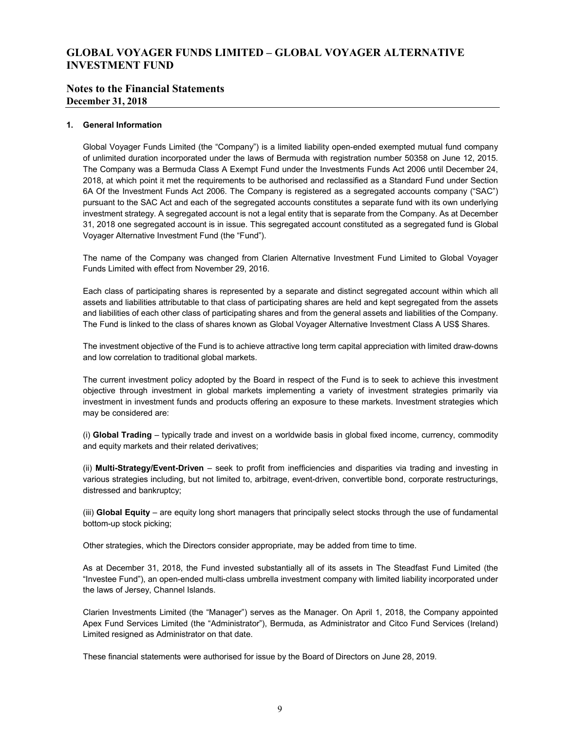# GLOBAL VOYAGER FUNDS LIMITED – GLOBAL VOYAGER ALTERNATIVE INVESTMENT FUND

## Notes to the Financial Statements
**December 31, 2018**

### 1. General Information

Global Voyager Funds Limited (the "Company") is a limited liability open-ended exempted mutual fund company of unlimited duration incorporated under the laws of Bermuda with registration number 50358 on June 12, 2015. The Company was a Bermuda Class A Exempt Fund under the Investments Funds Act 2006 until December 24, 2018, at which point it met the requirements to be authorised and reclassified as a Standard Fund under Section 6A Of the Investment Funds Act 2006. The Company is registered as a segregated accounts company ("SAC") pursuant to the SAC Act and each of the segregated accounts constitutes a separate fund with its own underlying investment strategy. A segregated account is not a legal entity that is separate from the Company. As at December 31, 2018 one segregated account is in issue. This segregated account constituted as a segregated fund is Global Voyager Alternative Investment Fund (the "Fund").

The name of the Company was changed from Clarien Alternative Investment Fund Limited to Global Voyager Funds Limited with effect from November 29, 2016.

Each class of participating shares is represented by a separate and distinct segregated account within which all assets and liabilities attributable to that class of participating shares are held and kept segregated from the assets and liabilities of each other class of participating shares and from the general assets and liabilities of the Company. The Fund is linked to the class of shares known as Global Voyager Alternative Investment Class A US$ Shares.

The investment objective of the Fund is to achieve attractive long term capital appreciation with limited draw-downs and low correlation to traditional global markets.

The current investment policy adopted by the Board in respect of the Fund is to seek to achieve this investment objective through investment in global markets implementing a variety of investment strategies primarily via investment in investment funds and products offering an exposure to these markets. Investment strategies which may be considered are:

(i) **Global Trading** – typically trade and invest on a worldwide basis in global fixed income, currency, commodity and equity markets and their related derivatives;

(ii) **Multi-Strategy/Event-Driven** – seek to profit from inefficiencies and disparities via trading and investing in various strategies including, but not limited to, arbitrage, event-driven, convertible bond, corporate restructurings, distressed and bankruptcy;

(iii) **Global Equity** – are equity long short managers that principally select stocks through the use of fundamental bottom-up stock picking;

Other strategies, which the Directors consider appropriate, may be added from time to time.

As at December 31, 2018, the Fund invested substantially all of its assets in The Steadfast Fund Limited (the "Investee Fund"), an open-ended multi-class umbrella investment company with limited liability incorporated under the laws of Jersey, Channel Islands.

Clarien Investments Limited (the "Manager") serves as the Manager. On April 1, 2018, the Company appointed Apex Fund Services Limited (the "Administrator"), Bermuda, as Administrator and Citco Fund Services (Ireland) Limited resigned as Administrator on that date.

These financial statements were authorised for issue by the Board of Directors on June 28, 2019.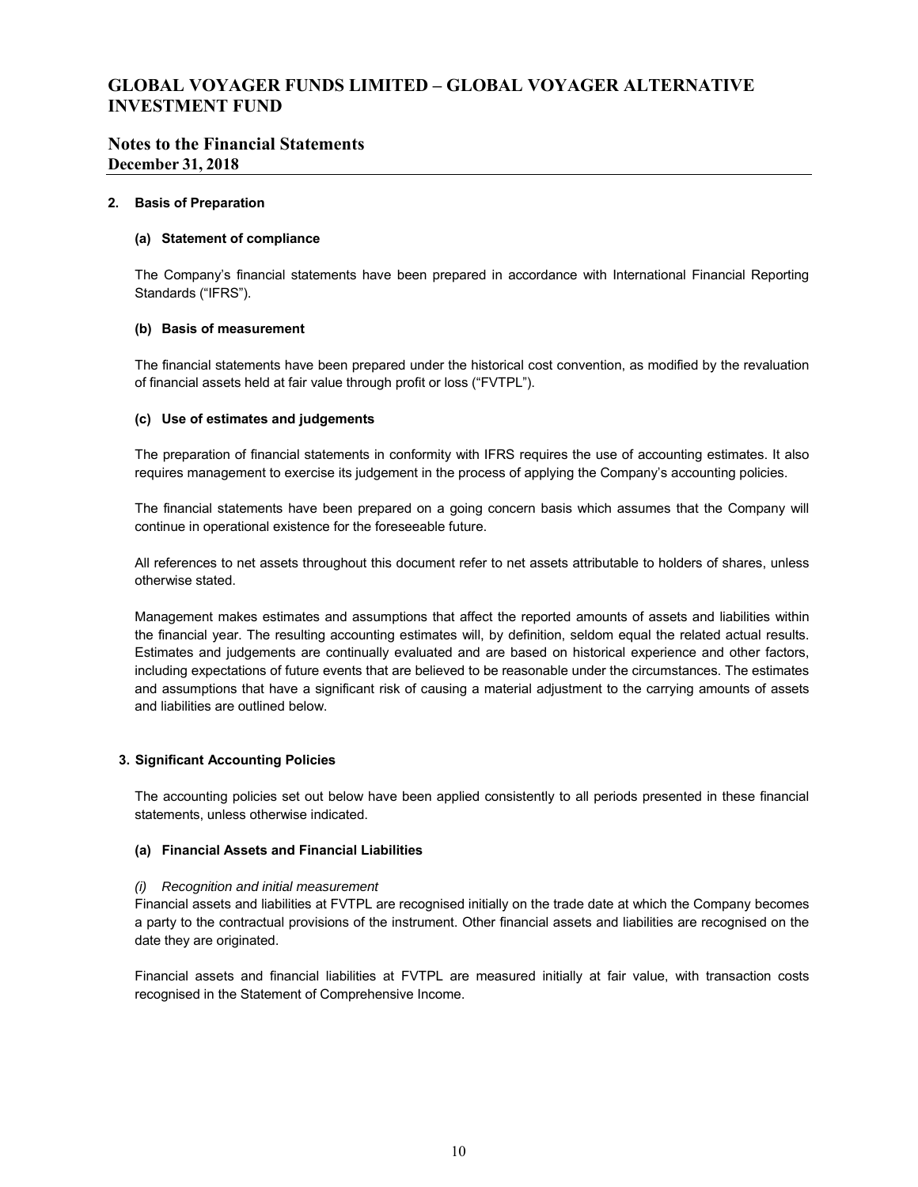## 2. Basis of Preparation

### (a) Statement of compliance

The Company's financial statements have been prepared in accordance with International Financial Reporting Standards ("IFRS").

### (b) Basis of measurement

The financial statements have been prepared under the historical cost convention, as modified by the revaluation of financial assets held at fair value through profit or loss ("FVTPL").

### (c) Use of estimates and judgements

The preparation of financial statements in conformity with IFRS requires the use of accounting estimates. It also requires management to exercise its judgement in the process of applying the Company's accounting policies.

The financial statements have been prepared on a going concern basis which assumes that the Company will continue in operational existence for the foreseeable future.

All references to net assets throughout this document refer to net assets attributable to holders of shares, unless otherwise stated.

Management makes estimates and assumptions that affect the reported amounts of assets and liabilities within the financial year. The resulting accounting estimates will, by definition, seldom equal the related actual results. Estimates and judgements are continually evaluated and are based on historical experience and other factors, including expectations of future events that are believed to be reasonable under the circumstances. The estimates and assumptions that have a significant risk of causing a material adjustment to the carrying amounts of assets and liabilities are outlined below.

## 3. Significant Accounting Policies

The accounting policies set out below have been applied consistently to all periods presented in these financial statements, unless otherwise indicated.

### (a) Financial Assets and Financial Liabilities

*(i) Recognition and initial measurement*

Financial assets and liabilities at FVTPL are recognised initially on the trade date at which the Company becomes a party to the contractual provisions of the instrument. Other financial assets and liabilities are recognised on the date they are originated.

Financial assets and financial liabilities at FVTPL are measured initially at fair value, with transaction costs recognised in the Statement of Comprehensive Income.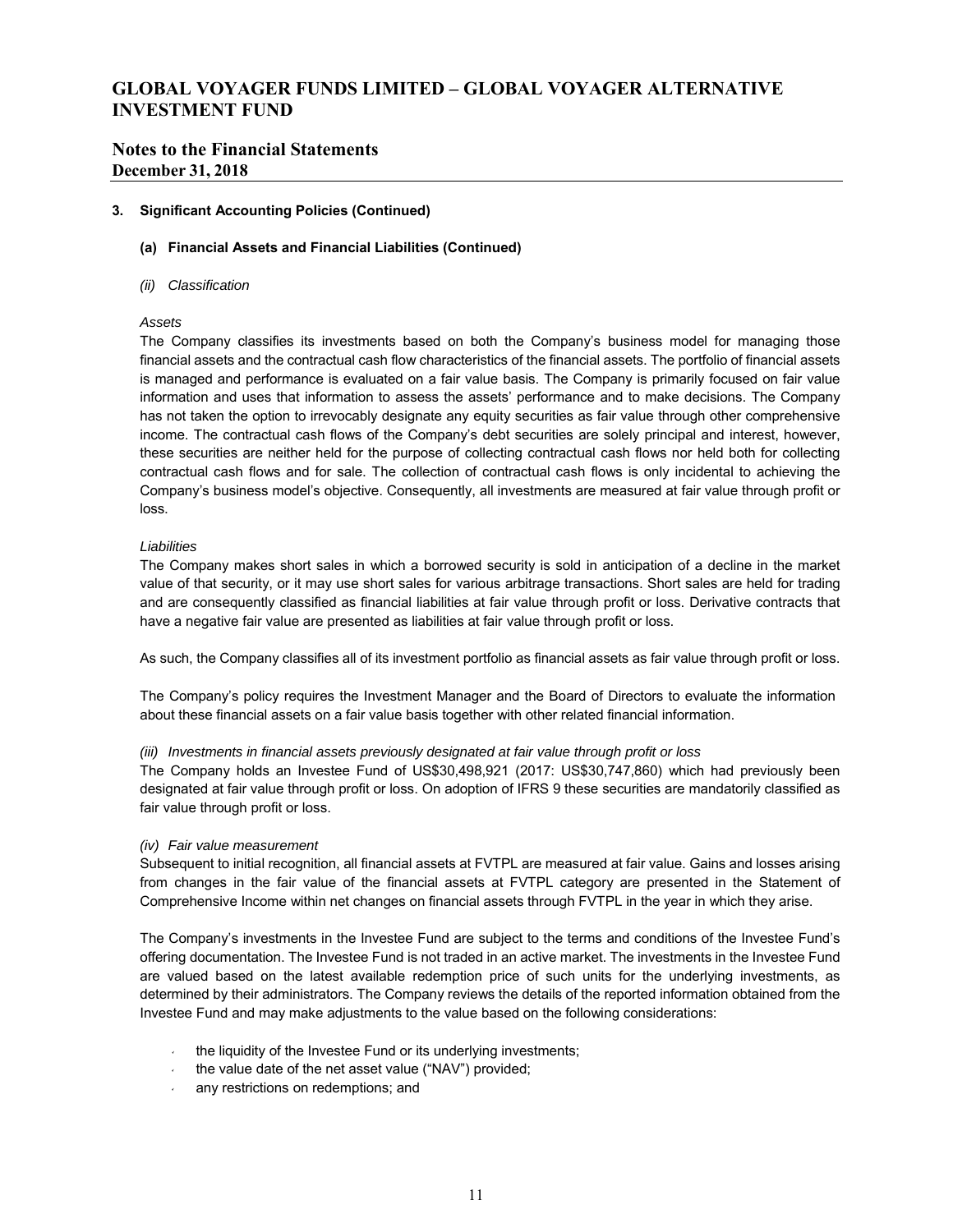### 3. Significant Accounting Policies (Continued)

#### (a) Financial Assets and Financial Liabilities (Continued)

*(ii) Classification*

*Assets*

The Company classifies its investments based on both the Company's business model for managing those financial assets and the contractual cash flow characteristics of the financial assets. The portfolio of financial assets is managed and performance is evaluated on a fair value basis. The Company is primarily focused on fair value information and uses that information to assess the assets' performance and to make decisions. The Company has not taken the option to irrevocably designate any equity securities as fair value through other comprehensive income. The contractual cash flows of the Company's debt securities are solely principal and interest, however, these securities are neither held for the purpose of collecting contractual cash flows nor held both for collecting contractual cash flows and for sale. The collection of contractual cash flows is only incidental to achieving the Company's business model's objective. Consequently, all investments are measured at fair value through profit or loss.

*Liabilities*

The Company makes short sales in which a borrowed security is sold in anticipation of a decline in the market value of that security, or it may use short sales for various arbitrage transactions. Short sales are held for trading and are consequently classified as financial liabilities at fair value through profit or loss. Derivative contracts that have a negative fair value are presented as liabilities at fair value through profit or loss.

As such, the Company classifies all of its investment portfolio as financial assets as fair value through profit or loss.

The Company's policy requires the Investment Manager and the Board of Directors to evaluate the information about these financial assets on a fair value basis together with other related financial information.

*(iii) Investments in financial assets previously designated at fair value through profit or loss*

The Company holds an Investee Fund of US$30,498,921 (2017: US$30,747,860) which had previously been designated at fair value through profit or loss. On adoption of IFRS 9 these securities are mandatorily classified as fair value through profit or loss.

*(iv) Fair value measurement*

Subsequent to initial recognition, all financial assets at FVTPL are measured at fair value. Gains and losses arising from changes in the fair value of the financial assets at FVTPL category are presented in the Statement of Comprehensive Income within net changes on financial assets through FVTPL in the year in which they arise.

The Company's investments in the Investee Fund are subject to the terms and conditions of the Investee Fund's offering documentation. The Investee Fund is not traded in an active market. The investments in the Investee Fund are valued based on the latest available redemption price of such units for the underlying investments, as determined by their administrators. The Company reviews the details of the reported information obtained from the Investee Fund and may make adjustments to the value based on the following considerations:

- the liquidity of the Investee Fund or its underlying investments;
- the value date of the net asset value ("NAV") provided;
- any restrictions on redemptions; and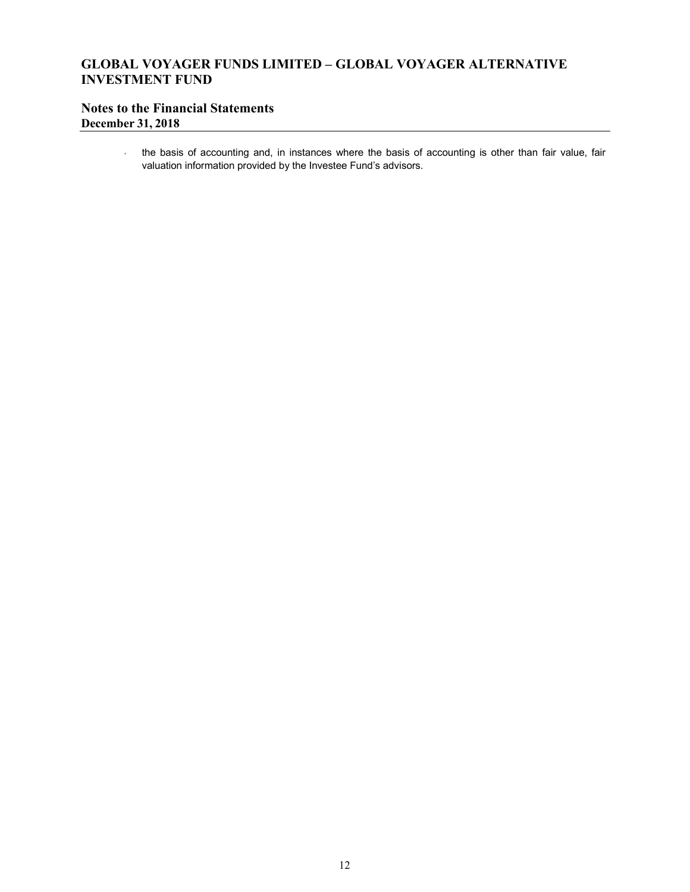- the basis of accounting and, in instances where the basis of accounting is other than fair value, fair valuation information provided by the Investee Fund's advisors.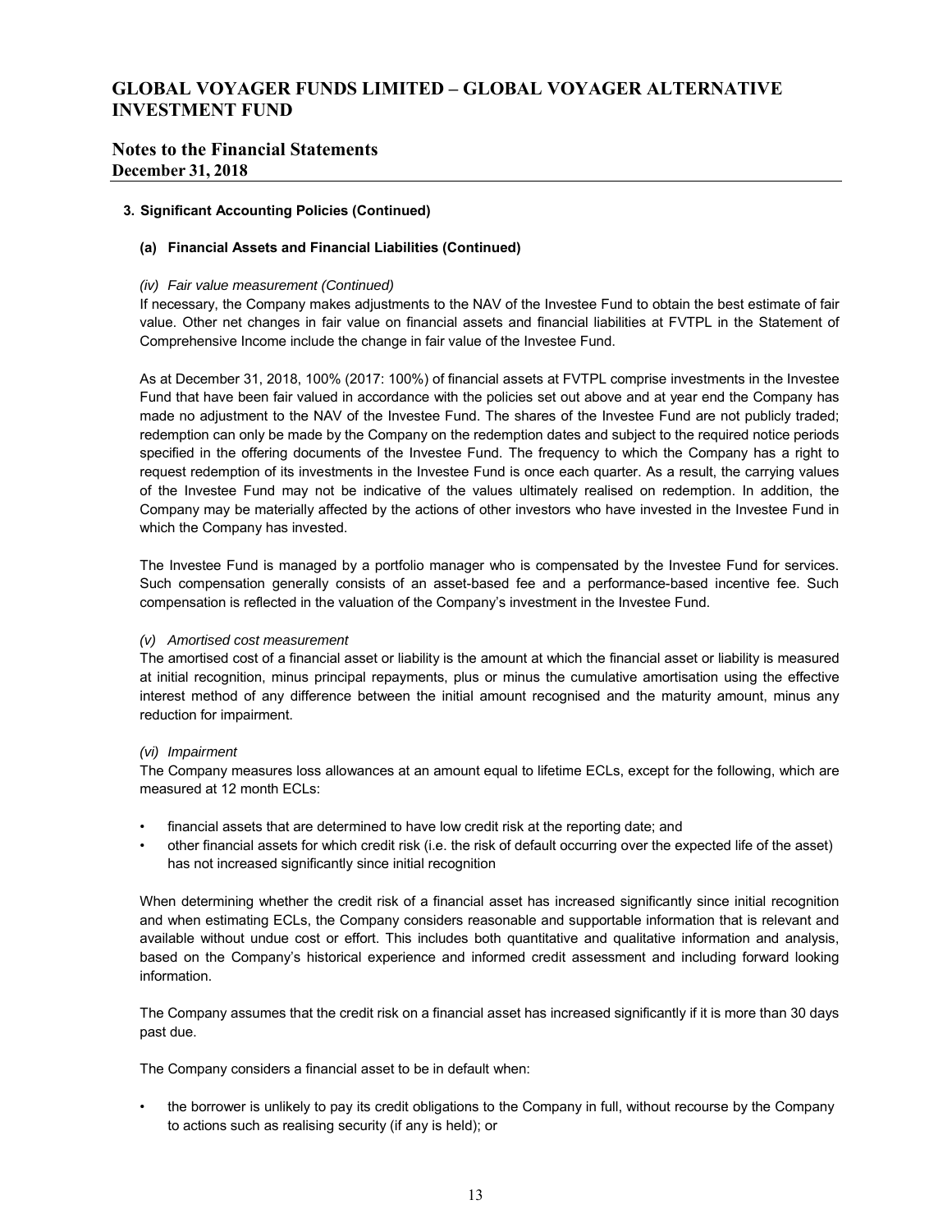### 3. Significant Accounting Policies (Continued)

#### (a) Financial Assets and Financial Liabilities (Continued)

*(iv) Fair value measurement (Continued)*

If necessary, the Company makes adjustments to the NAV of the Investee Fund to obtain the best estimate of fair value. Other net changes in fair value on financial assets and financial liabilities at FVTPL in the Statement of Comprehensive Income include the change in fair value of the Investee Fund.

As at December 31, 2018, 100% (2017: 100%) of financial assets at FVTPL comprise investments in the Investee Fund that have been fair valued in accordance with the policies set out above and at year end the Company has made no adjustment to the NAV of the Investee Fund. The shares of the Investee Fund are not publicly traded; redemption can only be made by the Company on the redemption dates and subject to the required notice periods specified in the offering documents of the Investee Fund. The frequency to which the Company has a right to request redemption of its investments in the Investee Fund is once each quarter. As a result, the carrying values of the Investee Fund may not be indicative of the values ultimately realised on redemption. In addition, the Company may be materially affected by the actions of other investors who have invested in the Investee Fund in which the Company has invested.

The Investee Fund is managed by a portfolio manager who is compensated by the Investee Fund for services. Such compensation generally consists of an asset-based fee and a performance-based incentive fee. Such compensation is reflected in the valuation of the Company's investment in the Investee Fund.

*(v) Amortised cost measurement*

The amortised cost of a financial asset or liability is the amount at which the financial asset or liability is measured at initial recognition, minus principal repayments, plus or minus the cumulative amortisation using the effective interest method of any difference between the initial amount recognised and the maturity amount, minus any reduction for impairment.

*(vi) Impairment*

The Company measures loss allowances at an amount equal to lifetime ECLs, except for the following, which are measured at 12 month ECLs:

- financial assets that are determined to have low credit risk at the reporting date; and
- other financial assets for which credit risk (i.e. the risk of default occurring over the expected life of the asset) has not increased significantly since initial recognition

When determining whether the credit risk of a financial asset has increased significantly since initial recognition and when estimating ECLs, the Company considers reasonable and supportable information that is relevant and available without undue cost or effort. This includes both quantitative and qualitative information and analysis, based on the Company's historical experience and informed credit assessment and including forward looking information.

The Company assumes that the credit risk on a financial asset has increased significantly if it is more than 30 days past due.

The Company considers a financial asset to be in default when:

- the borrower is unlikely to pay its credit obligations to the Company in full, without recourse by the Company to actions such as realising security (if any is held); or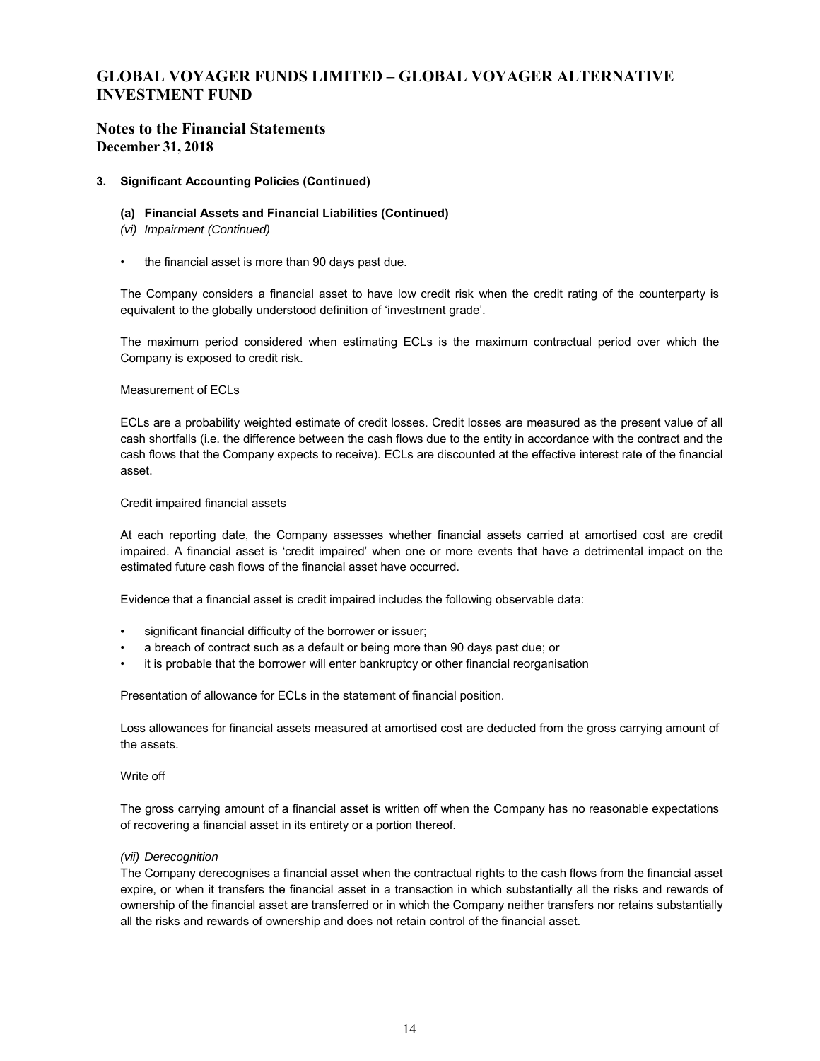### 3. Significant Accounting Policies (Continued)

#### (a) Financial Assets and Financial Liabilities (Continued)

*(vi) Impairment (Continued)*

- the financial asset is more than 90 days past due.

The Company considers a financial asset to have low credit risk when the credit rating of the counterparty is equivalent to the globally understood definition of 'investment grade'.

The maximum period considered when estimating ECLs is the maximum contractual period over which the Company is exposed to credit risk.

Measurement of ECLs

ECLs are a probability weighted estimate of credit losses. Credit losses are measured as the present value of all cash shortfalls (i.e. the difference between the cash flows due to the entity in accordance with the contract and the cash flows that the Company expects to receive). ECLs are discounted at the effective interest rate of the financial asset.

Credit impaired financial assets

At each reporting date, the Company assesses whether financial assets carried at amortised cost are credit impaired. A financial asset is 'credit impaired' when one or more events that have a detrimental impact on the estimated future cash flows of the financial asset have occurred.

Evidence that a financial asset is credit impaired includes the following observable data:

- significant financial difficulty of the borrower or issuer;
- a breach of contract such as a default or being more than 90 days past due; or
- it is probable that the borrower will enter bankruptcy or other financial reorganisation

Presentation of allowance for ECLs in the statement of financial position.

Loss allowances for financial assets measured at amortised cost are deducted from the gross carrying amount of the assets.

Write off

The gross carrying amount of a financial asset is written off when the Company has no reasonable expectations of recovering a financial asset in its entirety or a portion thereof.

*(vii) Derecognition*

The Company derecognises a financial asset when the contractual rights to the cash flows from the financial asset expire, or when it transfers the financial asset in a transaction in which substantially all the risks and rewards of ownership of the financial asset are transferred or in which the Company neither transfers nor retains substantially all the risks and rewards of ownership and does not retain control of the financial asset.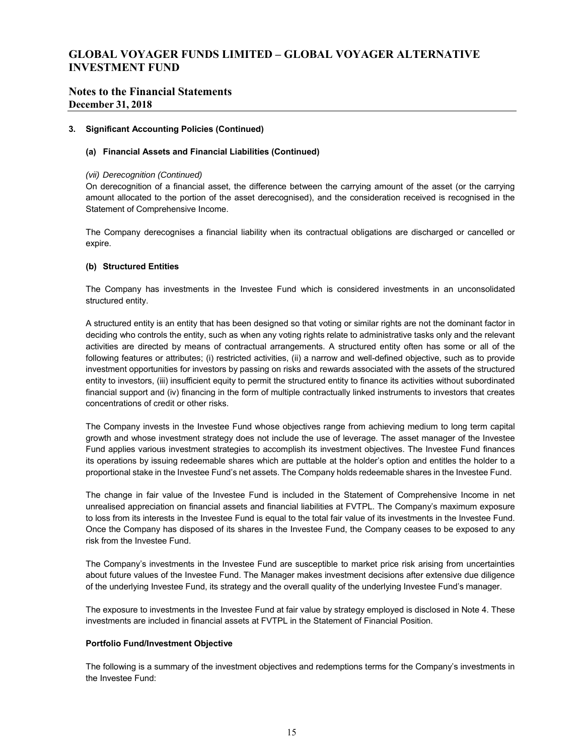### 3. Significant Accounting Policies (Continued)

#### (a) Financial Assets and Financial Liabilities (Continued)

*(vii) Derecognition (Continued)*

On derecognition of a financial asset, the difference between the carrying amount of the asset (or the carrying amount allocated to the portion of the asset derecognised), and the consideration received is recognised in the Statement of Comprehensive Income.

The Company derecognises a financial liability when its contractual obligations are discharged or cancelled or expire.

#### (b) Structured Entities

The Company has investments in the Investee Fund which is considered investments in an unconsolidated structured entity.

A structured entity is an entity that has been designed so that voting or similar rights are not the dominant factor in deciding who controls the entity, such as when any voting rights relate to administrative tasks only and the relevant activities are directed by means of contractual arrangements. A structured entity often has some or all of the following features or attributes; (i) restricted activities, (ii) a narrow and well-defined objective, such as to provide investment opportunities for investors by passing on risks and rewards associated with the assets of the structured entity to investors, (iii) insufficient equity to permit the structured entity to finance its activities without subordinated financial support and (iv) financing in the form of multiple contractually linked instruments to investors that creates concentrations of credit or other risks.

The Company invests in the Investee Fund whose objectives range from achieving medium to long term capital growth and whose investment strategy does not include the use of leverage. The asset manager of the Investee Fund applies various investment strategies to accomplish its investment objectives. The Investee Fund finances its operations by issuing redeemable shares which are puttable at the holder's option and entitles the holder to a proportional stake in the Investee Fund's net assets. The Company holds redeemable shares in the Investee Fund.

The change in fair value of the Investee Fund is included in the Statement of Comprehensive Income in net unrealised appreciation on financial assets and financial liabilities at FVTPL. The Company's maximum exposure to loss from its interests in the Investee Fund is equal to the total fair value of its investments in the Investee Fund. Once the Company has disposed of its shares in the Investee Fund, the Company ceases to be exposed to any risk from the Investee Fund.

The Company's investments in the Investee Fund are susceptible to market price risk arising from uncertainties about future values of the Investee Fund. The Manager makes investment decisions after extensive due diligence of the underlying Investee Fund, its strategy and the overall quality of the underlying Investee Fund's manager.

The exposure to investments in the Investee Fund at fair value by strategy employed is disclosed in Note 4. These investments are included in financial assets at FVTPL in the Statement of Financial Position.

**Portfolio Fund/Investment Objective**

The following is a summary of the investment objectives and redemptions terms for the Company's investments in the Investee Fund: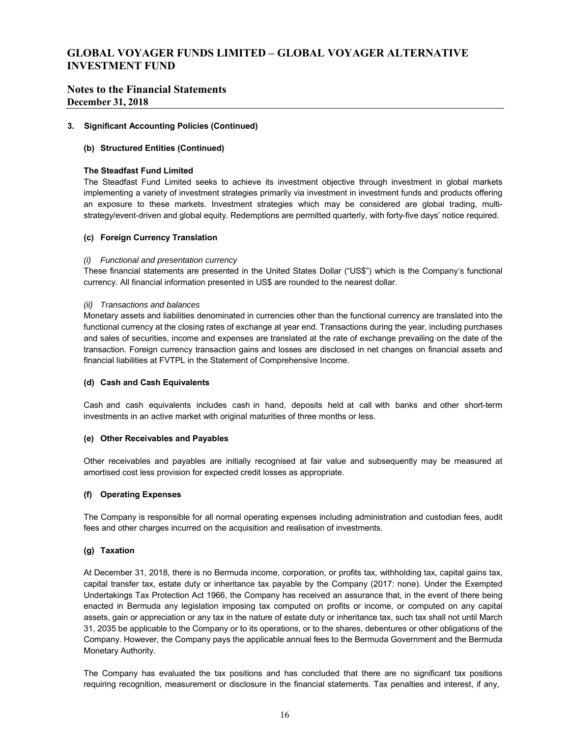### 3. Significant Accounting Policies (Continued)

#### (b) Structured Entities (Continued)

**The Steadfast Fund Limited**

The Steadfast Fund Limited seeks to achieve its investment objective through investment in global markets implementing a variety of investment strategies primarily via investment in investment funds and products offering an exposure to these markets. Investment strategies which may be considered are global trading, multi-strategy/event-driven and global equity. Redemptions are permitted quarterly, with forty-five days' notice required.

#### (c) Foreign Currency Translation

*(i) Functional and presentation currency*

These financial statements are presented in the United States Dollar ("US$") which is the Company's functional currency. All financial information presented in US$ are rounded to the nearest dollar.

*(ii) Transactions and balances*

Monetary assets and liabilities denominated in currencies other than the functional currency are translated into the functional currency at the closing rates of exchange at year end. Transactions during the year, including purchases and sales of securities, income and expenses are translated at the rate of exchange prevailing on the date of the transaction. Foreign currency transaction gains and losses are disclosed in net changes on financial assets and financial liabilities at FVTPL in the Statement of Comprehensive Income.

#### (d) Cash and Cash Equivalents

Cash and cash equivalents includes cash in hand, deposits held at call with banks and other short-term investments in an active market with original maturities of three months or less.

#### (e) Other Receivables and Payables

Other receivables and payables are initially recognised at fair value and subsequently may be measured at amortised cost less provision for expected credit losses as appropriate.

#### (f) Operating Expenses

The Company is responsible for all normal operating expenses including administration and custodian fees, audit fees and other charges incurred on the acquisition and realisation of investments.

#### (g) Taxation

At December 31, 2018, there is no Bermuda income, corporation, or profits tax, withholding tax, capital gains tax, capital transfer tax, estate duty or inheritance tax payable by the Company (2017: none). Under the Exempted Undertakings Tax Protection Act 1966, the Company has received an assurance that, in the event of there being enacted in Bermuda any legislation imposing tax computed on profits or income, or computed on any capital assets, gain or appreciation or any tax in the nature of estate duty or inheritance tax, such tax shall not until March 31, 2035 be applicable to the Company or to its operations, or to the shares, debentures or other obligations of the Company. However, the Company pays the applicable annual fees to the Bermuda Government and the Bermuda Monetary Authority.

The Company has evaluated the tax positions and has concluded that there are no significant tax positions requiring recognition, measurement or disclosure in the financial statements. Tax penalties and interest, if any,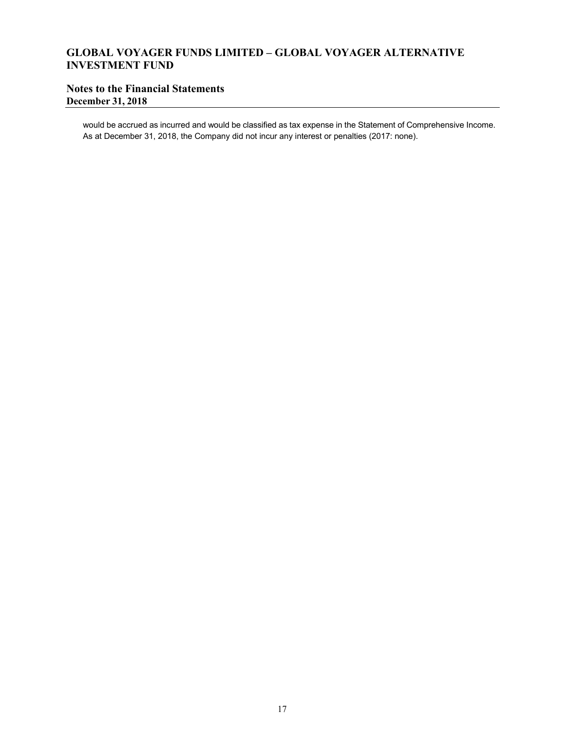would be accrued as incurred and would be classified as tax expense in the Statement of Comprehensive Income. As at December 31, 2018, the Company did not incur any interest or penalties (2017: none).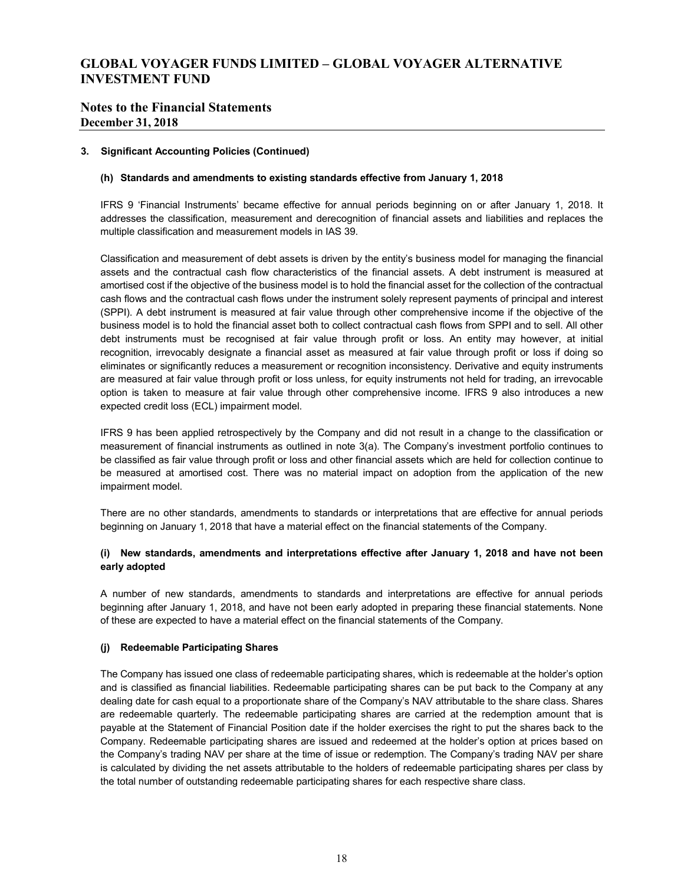### 3. Significant Accounting Policies (Continued)

#### (h) Standards and amendments to existing standards effective from January 1, 2018

IFRS 9 'Financial Instruments' became effective for annual periods beginning on or after January 1, 2018. It addresses the classification, measurement and derecognition of financial assets and liabilities and replaces the multiple classification and measurement models in IAS 39.

Classification and measurement of debt assets is driven by the entity's business model for managing the financial assets and the contractual cash flow characteristics of the financial assets. A debt instrument is measured at amortised cost if the objective of the business model is to hold the financial asset for the collection of the contractual cash flows and the contractual cash flows under the instrument solely represent payments of principal and interest (SPPI). A debt instrument is measured at fair value through other comprehensive income if the objective of the business model is to hold the financial asset both to collect contractual cash flows from SPPI and to sell. All other debt instruments must be recognised at fair value through profit or loss. An entity may however, at initial recognition, irrevocably designate a financial asset as measured at fair value through profit or loss if doing so eliminates or significantly reduces a measurement or recognition inconsistency. Derivative and equity instruments are measured at fair value through profit or loss unless, for equity instruments not held for trading, an irrevocable option is taken to measure at fair value through other comprehensive income. IFRS 9 also introduces a new expected credit loss (ECL) impairment model.

IFRS 9 has been applied retrospectively by the Company and did not result in a change to the classification or measurement of financial instruments as outlined in note 3(a). The Company's investment portfolio continues to be classified as fair value through profit or loss and other financial assets which are held for collection continue to be measured at amortised cost. There was no material impact on adoption from the application of the new impairment model.

There are no other standards, amendments to standards or interpretations that are effective for annual periods beginning on January 1, 2018 that have a material effect on the financial statements of the Company.

#### (i) New standards, amendments and interpretations effective after January 1, 2018 and have not been early adopted

A number of new standards, amendments to standards and interpretations are effective for annual periods beginning after January 1, 2018, and have not been early adopted in preparing these financial statements. None of these are expected to have a material effect on the financial statements of the Company.

#### (j) Redeemable Participating Shares

The Company has issued one class of redeemable participating shares, which is redeemable at the holder's option and is classified as financial liabilities. Redeemable participating shares can be put back to the Company at any dealing date for cash equal to a proportionate share of the Company's NAV attributable to the share class. Shares are redeemable quarterly. The redeemable participating shares are carried at the redemption amount that is payable at the Statement of Financial Position date if the holder exercises the right to put the shares back to the Company. Redeemable participating shares are issued and redeemed at the holder's option at prices based on the Company's trading NAV per share at the time of issue or redemption. The Company's trading NAV per share is calculated by dividing the net assets attributable to the holders of redeemable participating shares per class by the total number of outstanding redeemable participating shares for each respective share class.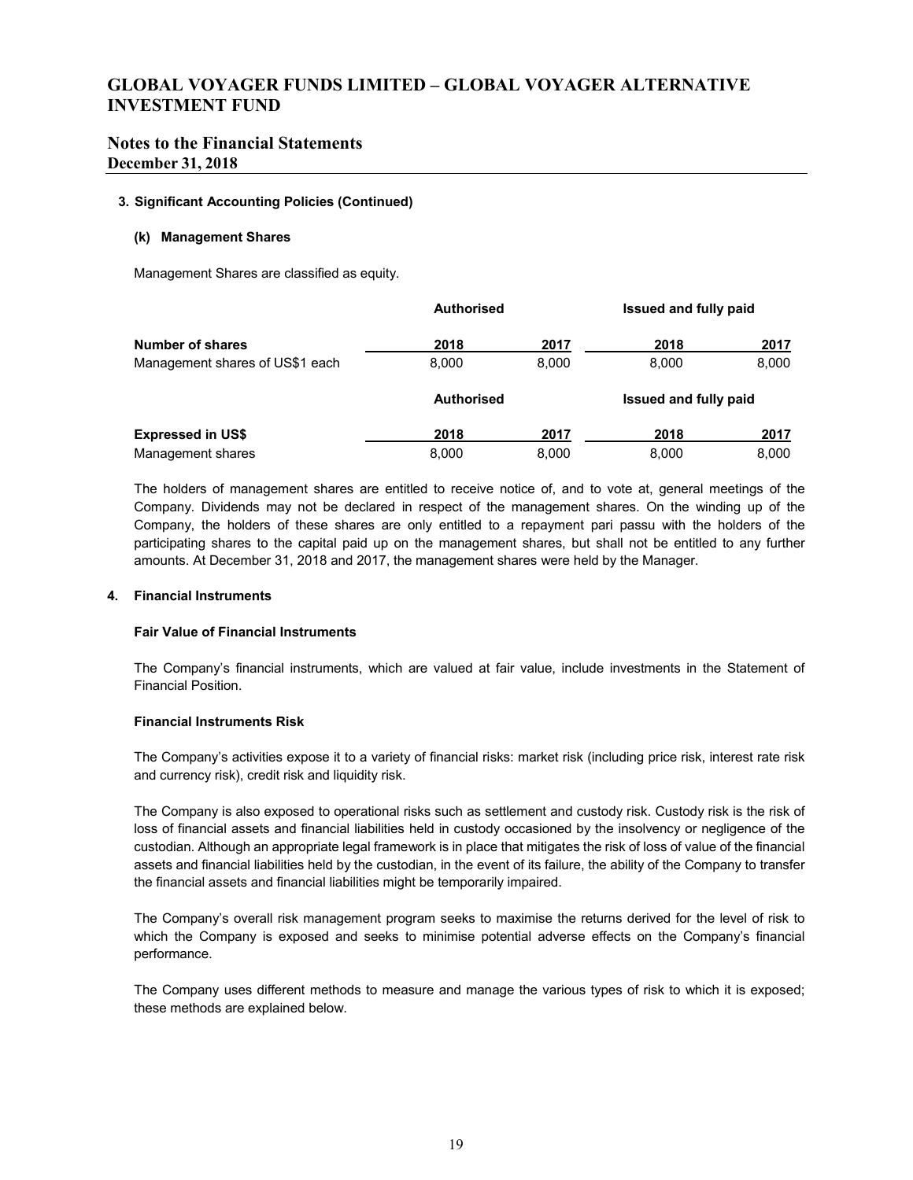### 3. Significant Accounting Policies (Continued)

#### (k) Management Shares

Management Shares are classified as equity.

| | Authorised | | Issued and fully paid | |
|---|---|---|---|---|
| **Number of shares** | **2018** | **2017** | **2018** | **2017** |
| Management shares of US$1 each | 8,000 | 8,000 | 8,000 | 8,000 |

| | Authorised | | Issued and fully paid | |
|---|---|---|---|---|
| **Expressed in US$** | **2018** | **2017** | **2018** | **2017** |
| Management shares | 8,000 | 8,000 | 8,000 | 8,000 |

The holders of management shares are entitled to receive notice of, and to vote at, general meetings of the Company. Dividends may not be declared in respect of the management shares. On the winding up of the Company, the holders of these shares are only entitled to a repayment pari passu with the holders of the participating shares to the capital paid up on the management shares, but shall not be entitled to any further amounts. At December 31, 2018 and 2017, the management shares were held by the Manager.

### 4. Financial Instruments

**Fair Value of Financial Instruments**

The Company's financial instruments, which are valued at fair value, include investments in the Statement of Financial Position.

**Financial Instruments Risk**

The Company's activities expose it to a variety of financial risks: market risk (including price risk, interest rate risk and currency risk), credit risk and liquidity risk.

The Company is also exposed to operational risks such as settlement and custody risk. Custody risk is the risk of loss of financial assets and financial liabilities held in custody occasioned by the insolvency or negligence of the custodian. Although an appropriate legal framework is in place that mitigates the risk of loss of value of the financial assets and financial liabilities held by the custodian, in the event of its failure, the ability of the Company to transfer the financial assets and financial liabilities might be temporarily impaired.

The Company's overall risk management program seeks to maximise the returns derived for the level of risk to which the Company is exposed and seeks to minimise potential adverse effects on the Company's financial performance.

The Company uses different methods to measure and manage the various types of risk to which it is exposed; these methods are explained below.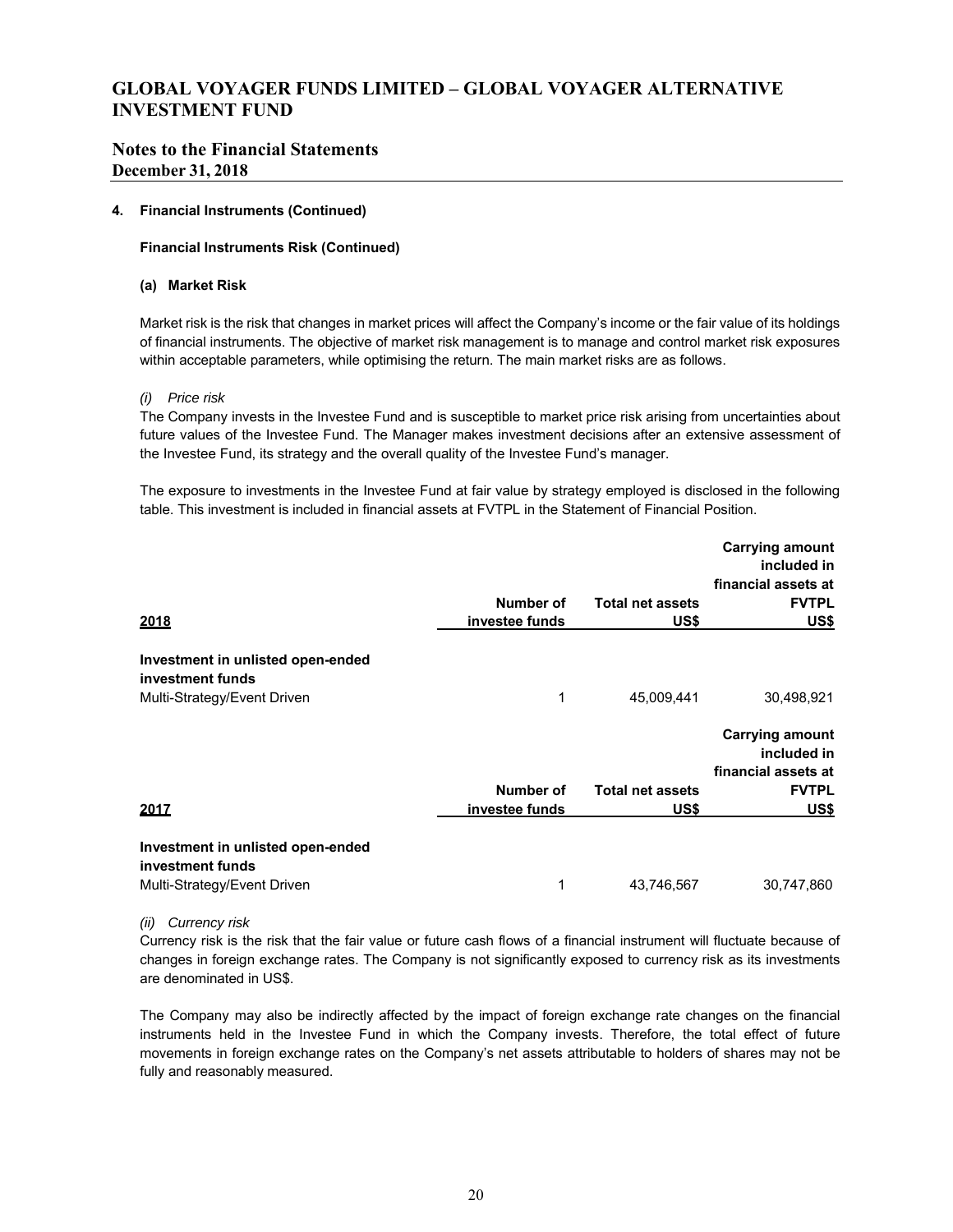# GLOBAL VOYAGER FUNDS LIMITED – GLOBAL VOYAGER ALTERNATIVE INVESTMENT FUND

## Notes to the Financial Statements
**December 31, 2018**

### 4. Financial Instruments (Continued)

**Financial Instruments Risk (Continued)**

#### (a) Market Risk

Market risk is the risk that changes in market prices will affect the Company's income or the fair value of its holdings of financial instruments. The objective of market risk management is to manage and control market risk exposures within acceptable parameters, while optimising the return. The main market risks are as follows.

*(i) Price risk*

The Company invests in the Investee Fund and is susceptible to market price risk arising from uncertainties about future values of the Investee Fund. The Manager makes investment decisions after an extensive assessment of the Investee Fund, its strategy and the overall quality of the Investee Fund's manager.

The exposure to investments in the Investee Fund at fair value by strategy employed is disclosed in the following table. This investment is included in financial assets at FVTPL in the Statement of Financial Position.

| 2018 | Number of investee funds | Total net assets US$ | Carrying amount included in financial assets at FVTPL US$ |
|---|---|---|---|
| **Investment in unlisted open-ended investment funds** | | | |
| Multi-Strategy/Event Driven | 1 | 45,009,441 | 30,498,921 |

| 2017 | Number of investee funds | Total net assets US$ | Carrying amount included in financial assets at FVTPL US$ |
|---|---|---|---|
| **Investment in unlisted open-ended investment funds** | | | |
| Multi-Strategy/Event Driven | 1 | 43,746,567 | 30,747,860 |

*(ii) Currency risk*

Currency risk is the risk that the fair value or future cash flows of a financial instrument will fluctuate because of changes in foreign exchange rates. The Company is not significantly exposed to currency risk as its investments are denominated in US$.

The Company may also be indirectly affected by the impact of foreign exchange rate changes on the financial instruments held in the Investee Fund in which the Company invests. Therefore, the total effect of future movements in foreign exchange rates on the Company's net assets attributable to holders of shares may not be fully and reasonably measured.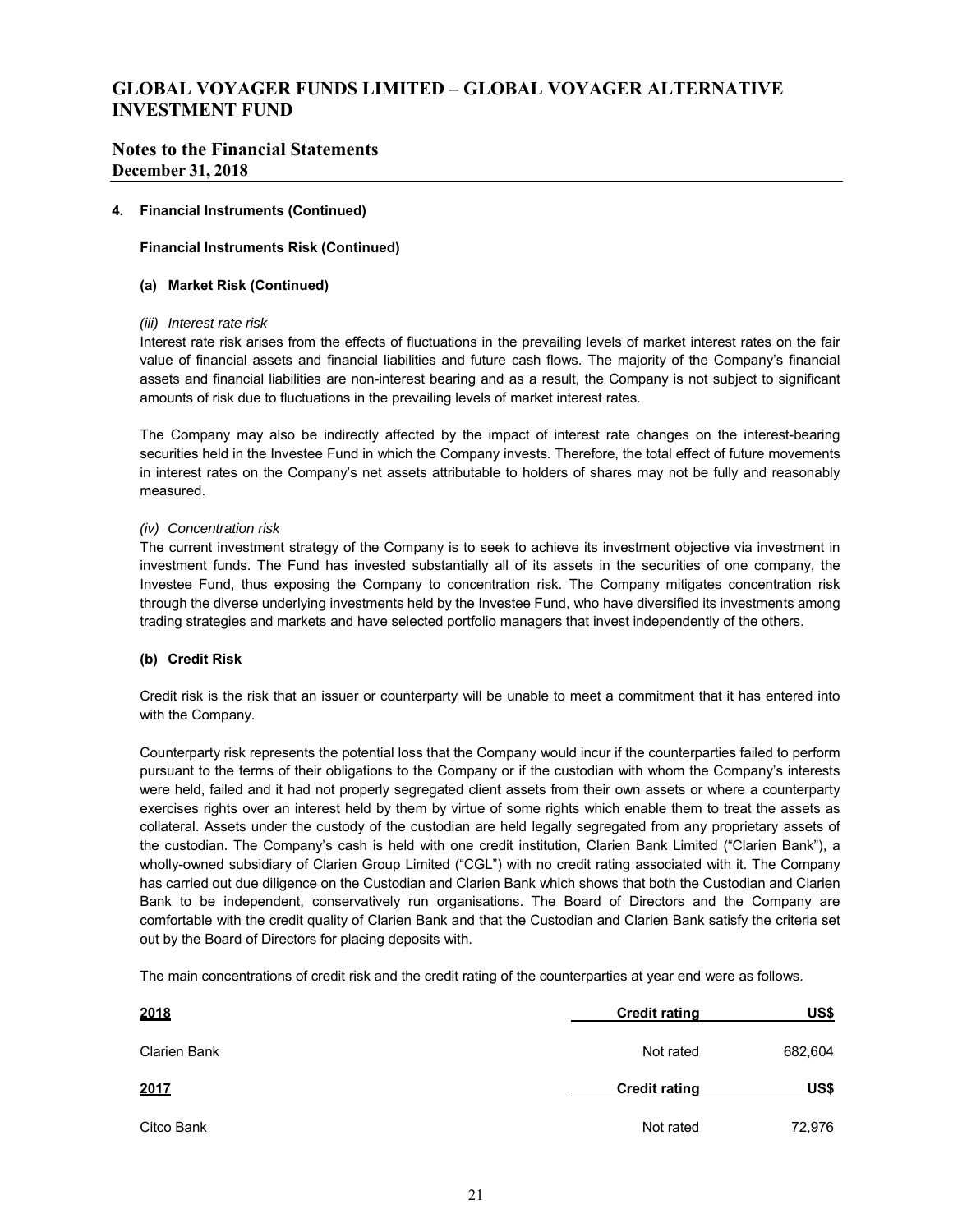# GLOBAL VOYAGER FUNDS LIMITED – GLOBAL VOYAGER ALTERNATIVE INVESTMENT FUND

## Notes to the Financial Statements
**December 31, 2018**

**4. Financial Instruments (Continued)**

**Financial Instruments Risk (Continued)**

**(a) Market Risk (Continued)**

*(iii) Interest rate risk*

Interest rate risk arises from the effects of fluctuations in the prevailing levels of market interest rates on the fair value of financial assets and financial liabilities and future cash flows. The majority of the Company's financial assets and financial liabilities are non-interest bearing and as a result, the Company is not subject to significant amounts of risk due to fluctuations in the prevailing levels of market interest rates.

The Company may also be indirectly affected by the impact of interest rate changes on the interest-bearing securities held in the Investee Fund in which the Company invests. Therefore, the total effect of future movements in interest rates on the Company's net assets attributable to holders of shares may not be fully and reasonably measured.

*(iv) Concentration risk*

The current investment strategy of the Company is to seek to achieve its investment objective via investment in investment funds. The Fund has invested substantially all of its assets in the securities of one company, the Investee Fund, thus exposing the Company to concentration risk. The Company mitigates concentration risk through the diverse underlying investments held by the Investee Fund, who have diversified its investments among trading strategies and markets and have selected portfolio managers that invest independently of the others.

**(b) Credit Risk**

Credit risk is the risk that an issuer or counterparty will be unable to meet a commitment that it has entered into with the Company.

Counterparty risk represents the potential loss that the Company would incur if the counterparties failed to perform pursuant to the terms of their obligations to the Company or if the custodian with whom the Company's interests were held, failed and it had not properly segregated client assets from their own assets or where a counterparty exercises rights over an interest held by them by virtue of some rights which enable them to treat the assets as collateral. Assets under the custody of the custodian are held legally segregated from any proprietary assets of the custodian. The Company's cash is held with one credit institution, Clarien Bank Limited ("Clarien Bank"), a wholly-owned subsidiary of Clarien Group Limited ("CGL") with no credit rating associated with it. The Company has carried out due diligence on the Custodian and Clarien Bank which shows that both the Custodian and Clarien Bank to be independent, conservatively run organisations. The Board of Directors and the Company are comfortable with the credit quality of Clarien Bank and that the Custodian and Clarien Bank satisfy the criteria set out by the Board of Directors for placing deposits with.

The main concentrations of credit risk and the credit rating of the counterparties at year end were as follows.

| **2018** | **Credit rating** | **US$** |
|---|---|---|
| Clarien Bank | Not rated | 682,604 |
| **2017** | **Credit rating** | **US$** |
| Citco Bank | Not rated | 72,976 |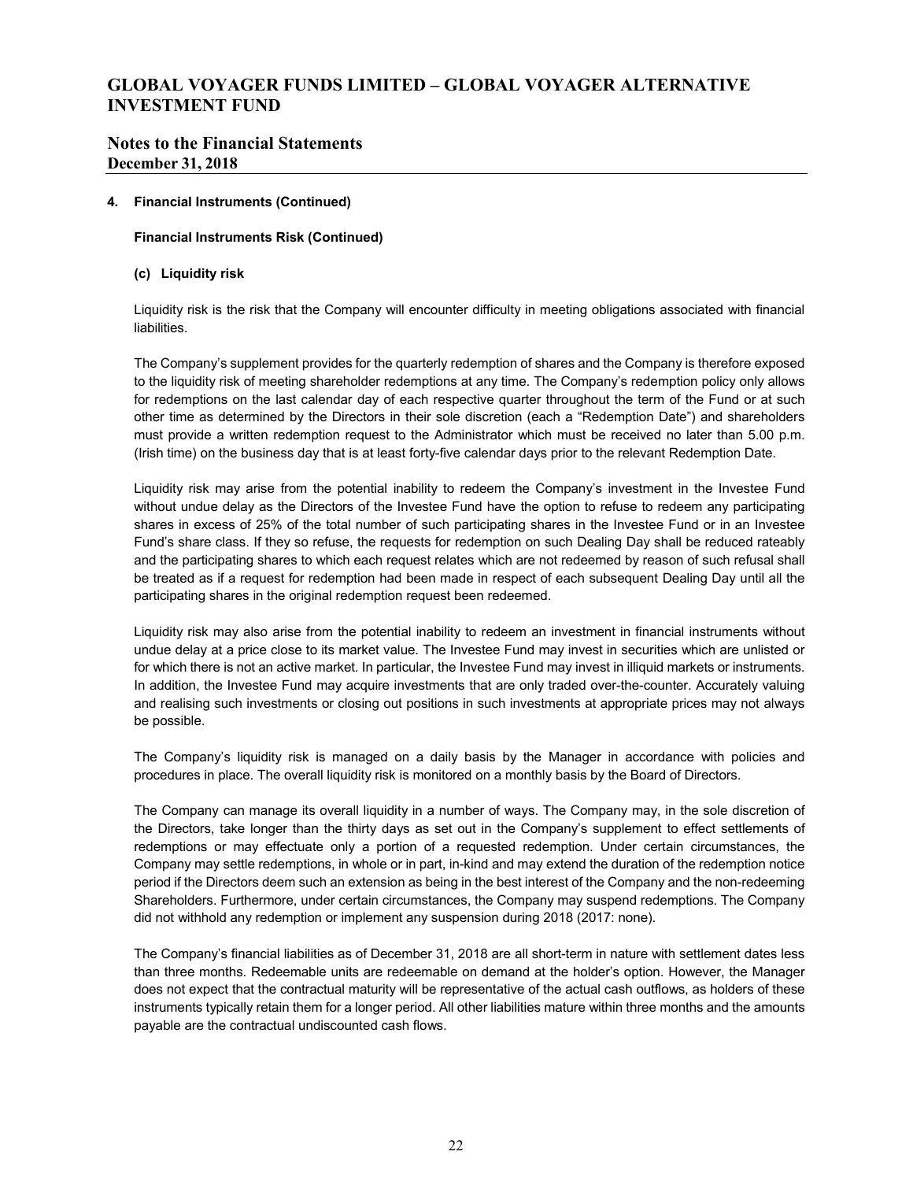# GLOBAL VOYAGER FUNDS LIMITED – GLOBAL VOYAGER ALTERNATIVE INVESTMENT FUND

## Notes to the Financial Statements
**December 31, 2018**

### 4. Financial Instruments (Continued)

**Financial Instruments Risk (Continued)**

**(c) Liquidity risk**

Liquidity risk is the risk that the Company will encounter difficulty in meeting obligations associated with financial liabilities.

The Company's supplement provides for the quarterly redemption of shares and the Company is therefore exposed to the liquidity risk of meeting shareholder redemptions at any time. The Company's redemption policy only allows for redemptions on the last calendar day of each respective quarter throughout the term of the Fund or at such other time as determined by the Directors in their sole discretion (each a "Redemption Date") and shareholders must provide a written redemption request to the Administrator which must be received no later than 5.00 p.m. (Irish time) on the business day that is at least forty-five calendar days prior to the relevant Redemption Date.

Liquidity risk may arise from the potential inability to redeem the Company's investment in the Investee Fund without undue delay as the Directors of the Investee Fund have the option to refuse to redeem any participating shares in excess of 25% of the total number of such participating shares in the Investee Fund or in an Investee Fund's share class. If they so refuse, the requests for redemption on such Dealing Day shall be reduced rateably and the participating shares to which each request relates which are not redeemed by reason of such refusal shall be treated as if a request for redemption had been made in respect of each subsequent Dealing Day until all the participating shares in the original redemption request been redeemed.

Liquidity risk may also arise from the potential inability to redeem an investment in financial instruments without undue delay at a price close to its market value. The Investee Fund may invest in securities which are unlisted or for which there is not an active market. In particular, the Investee Fund may invest in illiquid markets or instruments. In addition, the Investee Fund may acquire investments that are only traded over-the-counter. Accurately valuing and realising such investments or closing out positions in such investments at appropriate prices may not always be possible.

The Company's liquidity risk is managed on a daily basis by the Manager in accordance with policies and procedures in place. The overall liquidity risk is monitored on a monthly basis by the Board of Directors.

The Company can manage its overall liquidity in a number of ways. The Company may, in the sole discretion of the Directors, take longer than the thirty days as set out in the Company's supplement to effect settlements of redemptions or may effectuate only a portion of a requested redemption. Under certain circumstances, the Company may settle redemptions, in whole or in part, in-kind and may extend the duration of the redemption notice period if the Directors deem such an extension as being in the best interest of the Company and the non-redeeming Shareholders. Furthermore, under certain circumstances, the Company may suspend redemptions. The Company did not withhold any redemption or implement any suspension during 2018 (2017: none).

The Company's financial liabilities as of December 31, 2018 are all short-term in nature with settlement dates less than three months. Redeemable units are redeemable on demand at the holder's option. However, the Manager does not expect that the contractual maturity will be representative of the actual cash outflows, as holders of these instruments typically retain them for a longer period. All other liabilities mature within three months and the amounts payable are the contractual undiscounted cash flows.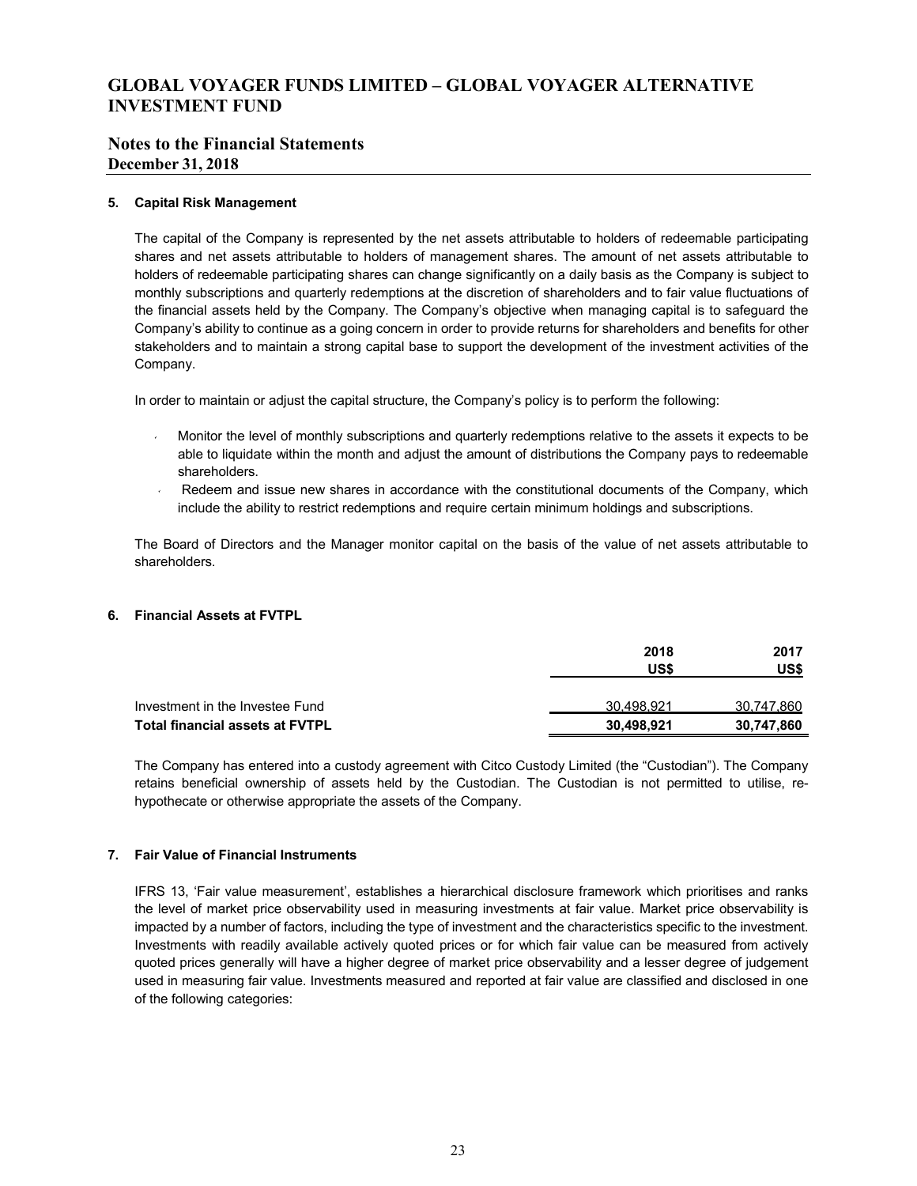# GLOBAL VOYAGER FUNDS LIMITED – GLOBAL VOYAGER ALTERNATIVE INVESTMENT FUND

## Notes to the Financial Statements
**December 31, 2018**

### 5. Capital Risk Management

The capital of the Company is represented by the net assets attributable to holders of redeemable participating shares and net assets attributable to holders of management shares. The amount of net assets attributable to holders of redeemable participating shares can change significantly on a daily basis as the Company is subject to monthly subscriptions and quarterly redemptions at the discretion of shareholders and to fair value fluctuations of the financial assets held by the Company. The Company's objective when managing capital is to safeguard the Company's ability to continue as a going concern in order to provide returns for shareholders and benefits for other stakeholders and to maintain a strong capital base to support the development of the investment activities of the Company.

In order to maintain or adjust the capital structure, the Company's policy is to perform the following:

- Monitor the level of monthly subscriptions and quarterly redemptions relative to the assets it expects to be able to liquidate within the month and adjust the amount of distributions the Company pays to redeemable shareholders.
- Redeem and issue new shares in accordance with the constitutional documents of the Company, which include the ability to restrict redemptions and require certain minimum holdings and subscriptions.

The Board of Directors and the Manager monitor capital on the basis of the value of net assets attributable to shareholders.

### 6. Financial Assets at FVTPL

| | 2018 US$ | 2017 US$ |
|---|---|---|
| Investment in the Investee Fund | 30,498,921 | 30,747,860 |
| **Total financial assets at FVTPL** | **30,498,921** | **30,747,860** |

The Company has entered into a custody agreement with Citco Custody Limited (the "Custodian"). The Company retains beneficial ownership of assets held by the Custodian. The Custodian is not permitted to utilise, re-hypothecate or otherwise appropriate the assets of the Company.

### 7. Fair Value of Financial Instruments

IFRS 13, 'Fair value measurement', establishes a hierarchical disclosure framework which prioritises and ranks the level of market price observability used in measuring investments at fair value. Market price observability is impacted by a number of factors, including the type of investment and the characteristics specific to the investment. Investments with readily available actively quoted prices or for which fair value can be measured from actively quoted prices generally will have a higher degree of market price observability and a lesser degree of judgement used in measuring fair value. Investments measured and reported at fair value are classified and disclosed in one of the following categories: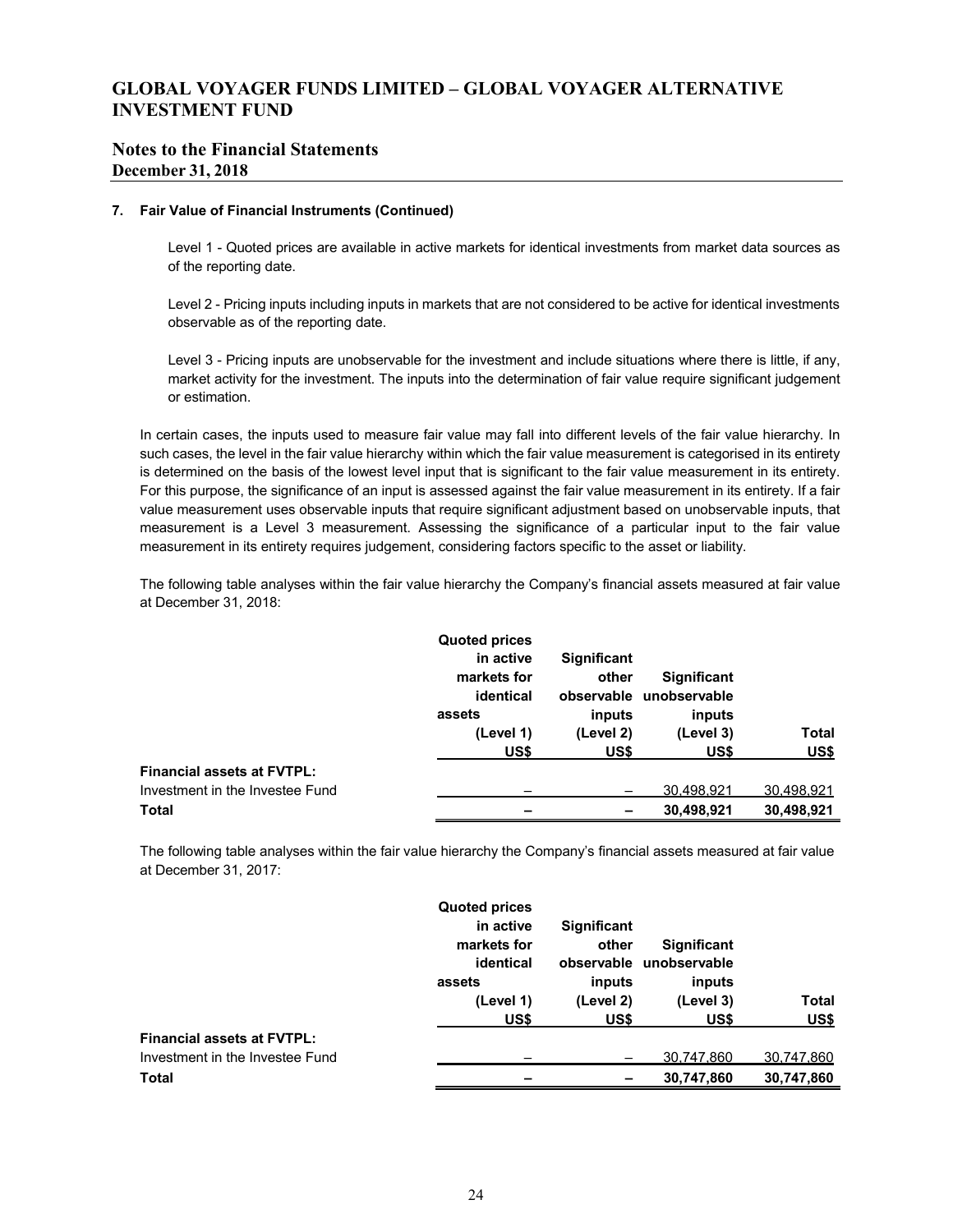**7. Fair Value of Financial Instruments (Continued)**

Level 1 - Quoted prices are available in active markets for identical investments from market data sources as of the reporting date.

Level 2 - Pricing inputs including inputs in markets that are not considered to be active for identical investments observable as of the reporting date.

Level 3 - Pricing inputs are unobservable for the investment and include situations where there is little, if any, market activity for the investment. The inputs into the determination of fair value require significant judgement or estimation.

In certain cases, the inputs used to measure fair value may fall into different levels of the fair value hierarchy. In such cases, the level in the fair value hierarchy within which the fair value measurement is categorised in its entirety is determined on the basis of the lowest level input that is significant to the fair value measurement in its entirety. For this purpose, the significance of an input is assessed against the fair value measurement in its entirety. If a fair value measurement uses observable inputs that require significant adjustment based on unobservable inputs, that measurement is a Level 3 measurement. Assessing the significance of a particular input to the fair value measurement in its entirety requires judgement, considering factors specific to the asset or liability.

The following table analyses within the fair value hierarchy the Company's financial assets measured at fair value at December 31, 2018:

| | Quoted prices in active markets for identical assets (Level 1) US$ | Significant other observable inputs (Level 2) US$ | Significant unobservable inputs (Level 3) US$ | Total US$ |
|---|---|---|---|---|
| **Financial assets at FVTPL:** | | | | |
| Investment in the Investee Fund | – | – | 30,498,921 | 30,498,921 |
| **Total** | **–** | **–** | **30,498,921** | **30,498,921** |

The following table analyses within the fair value hierarchy the Company's financial assets measured at fair value at December 31, 2017:

| | Quoted prices in active markets for identical assets (Level 1) US$ | Significant other observable inputs (Level 2) US$ | Significant unobservable inputs (Level 3) US$ | Total US$ |
|---|---|---|---|---|
| **Financial assets at FVTPL:** | | | | |
| Investment in the Investee Fund | – | – | 30,747,860 | 30,747,860 |
| **Total** | **–** | **–** | **30,747,860** | **30,747,860** |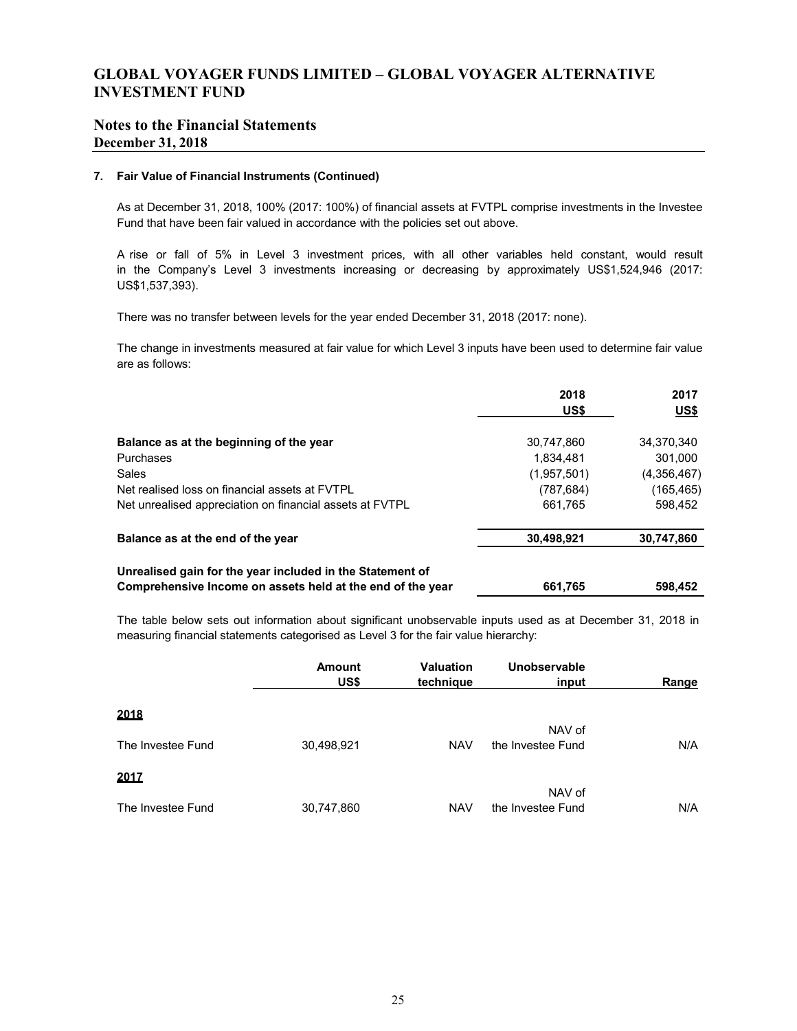# GLOBAL VOYAGER FUNDS LIMITED – GLOBAL VOYAGER ALTERNATIVE INVESTMENT FUND

## Notes to the Financial Statements
**December 31, 2018**

### 7. Fair Value of Financial Instruments (Continued)

As at December 31, 2018, 100% (2017: 100%) of financial assets at FVTPL comprise investments in the Investee Fund that have been fair valued in accordance with the policies set out above.

A rise or fall of 5% in Level 3 investment prices, with all other variables held constant, would result in the Company's Level 3 investments increasing or decreasing by approximately US$1,524,946 (2017: US$1,537,393).

There was no transfer between levels for the year ended December 31, 2018 (2017: none).

The change in investments measured at fair value for which Level 3 inputs have been used to determine fair value are as follows:

| | 2018<br>US$ | 2017<br>US$ |
|---|---|---|
| **Balance as at the beginning of the year** | 30,747,860 | 34,370,340 |
| Purchases | 1,834,481 | 301,000 |
| Sales | (1,957,501) | (4,356,467) |
| Net realised loss on financial assets at FVTPL | (787,684) | (165,465) |
| Net unrealised appreciation on financial assets at FVTPL | 661,765 | 598,452 |
| **Balance as at the end of the year** | **30,498,921** | **30,747,860** |
| **Unrealised gain for the year included in the Statement of Comprehensive Income on assets held at the end of the year** | **661,765** | **598,452** |

The table below sets out information about significant unobservable inputs used as at December 31, 2018 in measuring financial statements categorised as Level 3 for the fair value hierarchy:

| | Amount<br>US$ | Valuation technique | Unobservable input | Range |
|---|---|---|---|---|
| **2018** | | | | |
| The Investee Fund | 30,498,921 | NAV | NAV of the Investee Fund | N/A |
| **2017** | | | | |
| The Investee Fund | 30,747,860 | NAV | NAV of the Investee Fund | N/A |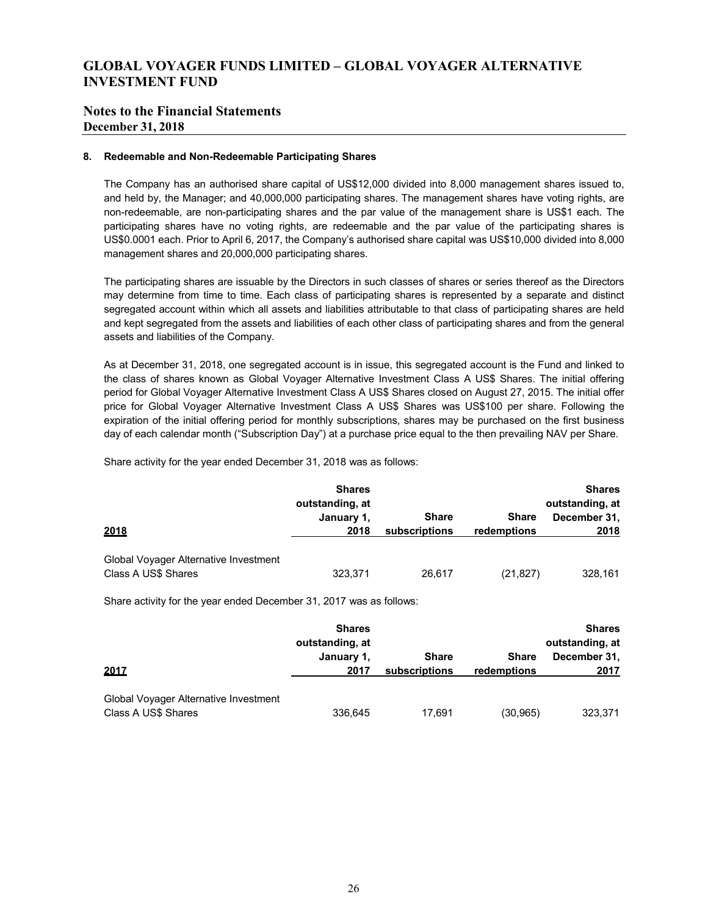### 8. Redeemable and Non-Redeemable Participating Shares

The Company has an authorised share capital of US$12,000 divided into 8,000 management shares issued to, and held by, the Manager; and 40,000,000 participating shares. The management shares have voting rights, are non-redeemable, are non-participating shares and the par value of the management share is US$1 each. The participating shares have no voting rights, are redeemable and the par value of the participating shares is US$0.0001 each. Prior to April 6, 2017, the Company's authorised share capital was US$10,000 divided into 8,000 management shares and 20,000,000 participating shares.

The participating shares are issuable by the Directors in such classes of shares or series thereof as the Directors may determine from time to time. Each class of participating shares is represented by a separate and distinct segregated account within which all assets and liabilities attributable to that class of participating shares are held and kept segregated from the assets and liabilities of each other class of participating shares and from the general assets and liabilities of the Company.

As at December 31, 2018, one segregated account is in issue, this segregated account is the Fund and linked to the class of shares known as Global Voyager Alternative Investment Class A US$ Shares. The initial offering period for Global Voyager Alternative Investment Class A US$ Shares closed on August 27, 2015. The initial offer price for Global Voyager Alternative Investment Class A US$ Shares was US$100 per share. Following the expiration of the initial offering period for monthly subscriptions, shares may be purchased on the first business day of each calendar month ("Subscription Day") at a purchase price equal to the then prevailing NAV per Share.

Share activity for the year ended December 31, 2018 was as follows:

| 2018 | Shares outstanding, at January 1, 2018 | Share subscriptions | Share redemptions | Shares outstanding, at December 31, 2018 |
|---|---|---|---|---|
| Global Voyager Alternative Investment Class A US$ Shares | 323,371 | 26,617 | (21,827) | 328,161 |

Share activity for the year ended December 31, 2017 was as follows:

| 2017 | Shares outstanding, at January 1, 2017 | Share subscriptions | Share redemptions | Shares outstanding, at December 31, 2017 |
|---|---|---|---|---|
| Global Voyager Alternative Investment Class A US$ Shares | 336,645 | 17,691 | (30,965) | 323,371 |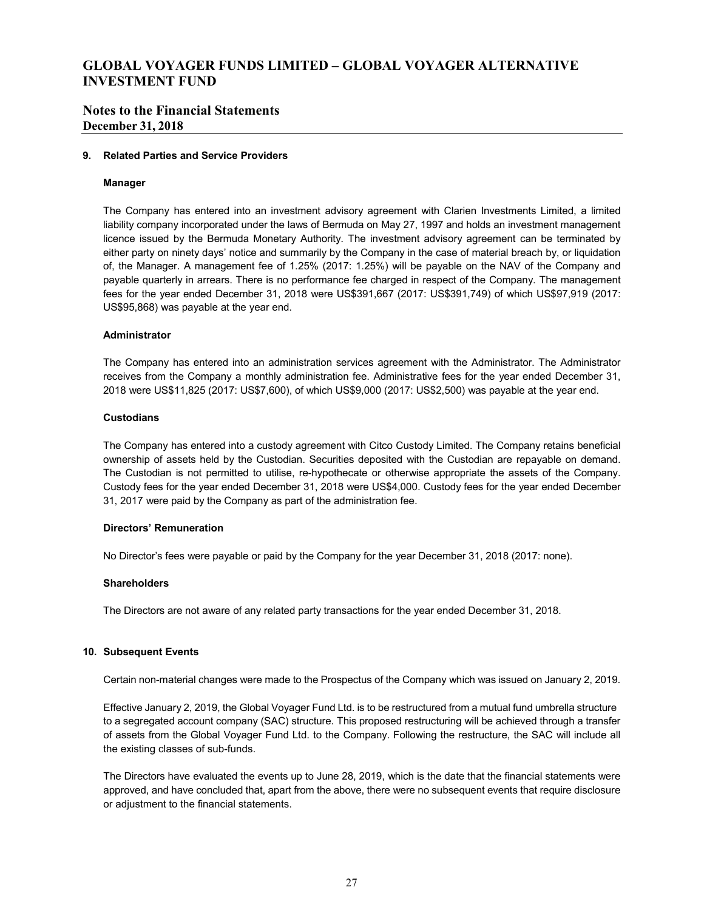## 9. Related Parties and Service Providers

### Manager

The Company has entered into an investment advisory agreement with Clarien Investments Limited, a limited liability company incorporated under the laws of Bermuda on May 27, 1997 and holds an investment management licence issued by the Bermuda Monetary Authority. The investment advisory agreement can be terminated by either party on ninety days' notice and summarily by the Company in the case of material breach by, or liquidation of, the Manager. A management fee of 1.25% (2017: 1.25%) will be payable on the NAV of the Company and payable quarterly in arrears. There is no performance fee charged in respect of the Company. The management fees for the year ended December 31, 2018 were US$391,667 (2017: US$391,749) of which US$97,919 (2017: US$95,868) was payable at the year end.

### Administrator

The Company has entered into an administration services agreement with the Administrator. The Administrator receives from the Company a monthly administration fee. Administrative fees for the year ended December 31, 2018 were US$11,825 (2017: US$7,600), of which US$9,000 (2017: US$2,500) was payable at the year end.

### Custodians

The Company has entered into a custody agreement with Citco Custody Limited. The Company retains beneficial ownership of assets held by the Custodian. Securities deposited with the Custodian are repayable on demand. The Custodian is not permitted to utilise, re-hypothecate or otherwise appropriate the assets of the Company. Custody fees for the year ended December 31, 2018 were US$4,000. Custody fees for the year ended December 31, 2017 were paid by the Company as part of the administration fee.

### Directors' Remuneration

No Director's fees were payable or paid by the Company for the year December 31, 2018 (2017: none).

### Shareholders

The Directors are not aware of any related party transactions for the year ended December 31, 2018.

## 10. Subsequent Events

Certain non-material changes were made to the Prospectus of the Company which was issued on January 2, 2019.

Effective January 2, 2019, the Global Voyager Fund Ltd. is to be restructured from a mutual fund umbrella structure to a segregated account company (SAC) structure. This proposed restructuring will be achieved through a transfer of assets from the Global Voyager Fund Ltd. to the Company. Following the restructure, the SAC will include all the existing classes of sub-funds.

The Directors have evaluated the events up to June 28, 2019, which is the date that the financial statements were approved, and have concluded that, apart from the above, there were no subsequent events that require disclosure or adjustment to the financial statements.